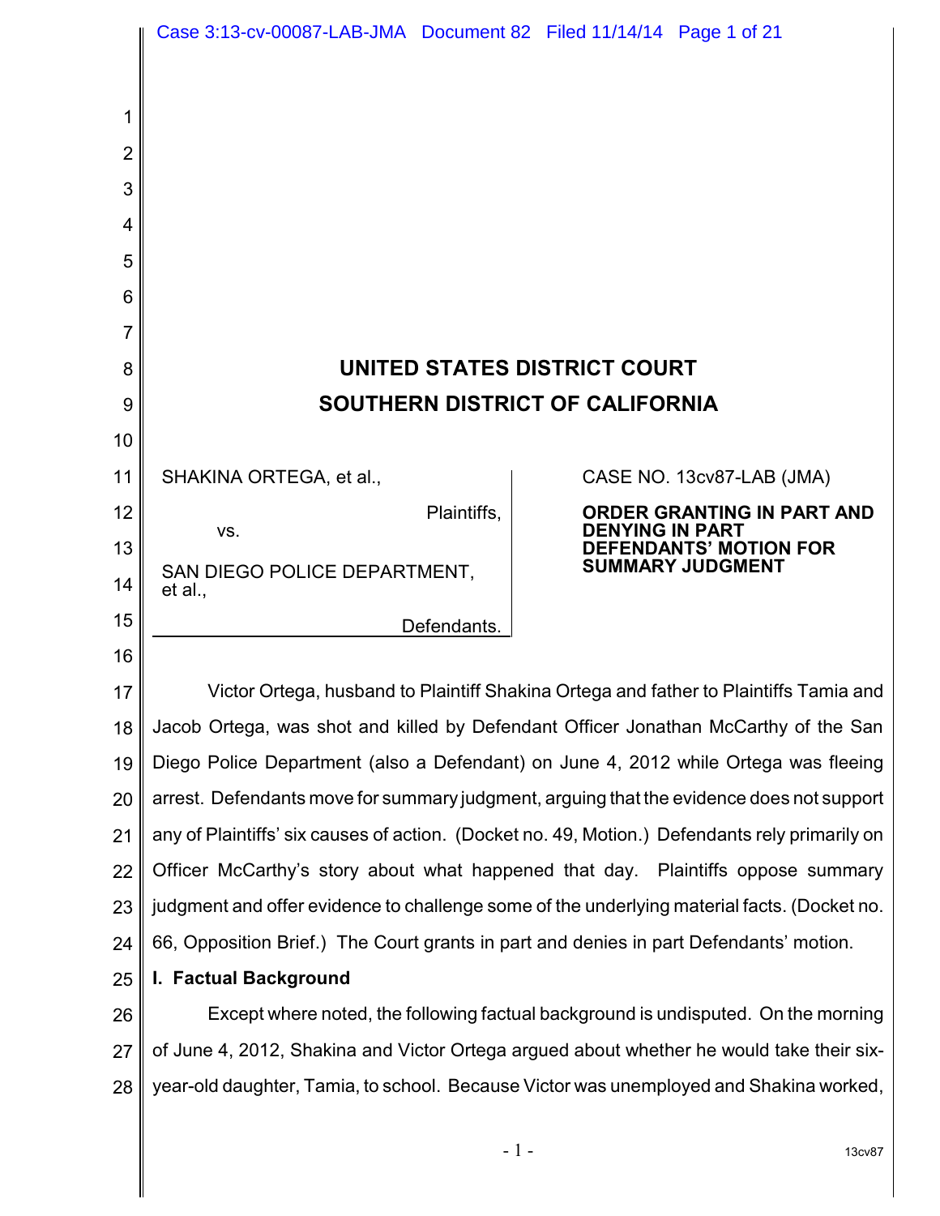# UNITED STATES DISTRICT COURT
# SOUTHERN DISTRICT OF CALIFORNIA

SHAKINA ORTEGA, et al.,

Plaintiffs,

vs.

SAN DIEGO POLICE DEPARTMENT, et al.,

Defendants.

CASE NO. 13cv87-LAB (JMA)

**ORDER GRANTING IN PART AND DENYING IN PART DEFENDANTS' MOTION FOR SUMMARY JUDGMENT**

Victor Ortega, husband to Plaintiff Shakina Ortega and father to Plaintiffs Tamia and Jacob Ortega, was shot and killed by Defendant Officer Jonathan McCarthy of the San Diego Police Department (also a Defendant) on June 4, 2012 while Ortega was fleeing arrest. Defendants move for summary judgment, arguing that the evidence does not support any of Plaintiffs' six causes of action. (Docket no. 49, Motion.) Defendants rely primarily on Officer McCarthy's story about what happened that day. Plaintiffs oppose summary judgment and offer evidence to challenge some of the underlying material facts. (Docket no. 66, Opposition Brief.) The Court grants in part and denies in part Defendants' motion.

## I. Factual Background

Except where noted, the following factual background is undisputed. On the morning of June 4, 2012, Shakina and Victor Ortega argued about whether he would take their six-year-old daughter, Tamia, to school. Because Victor was unemployed and Shakina worked,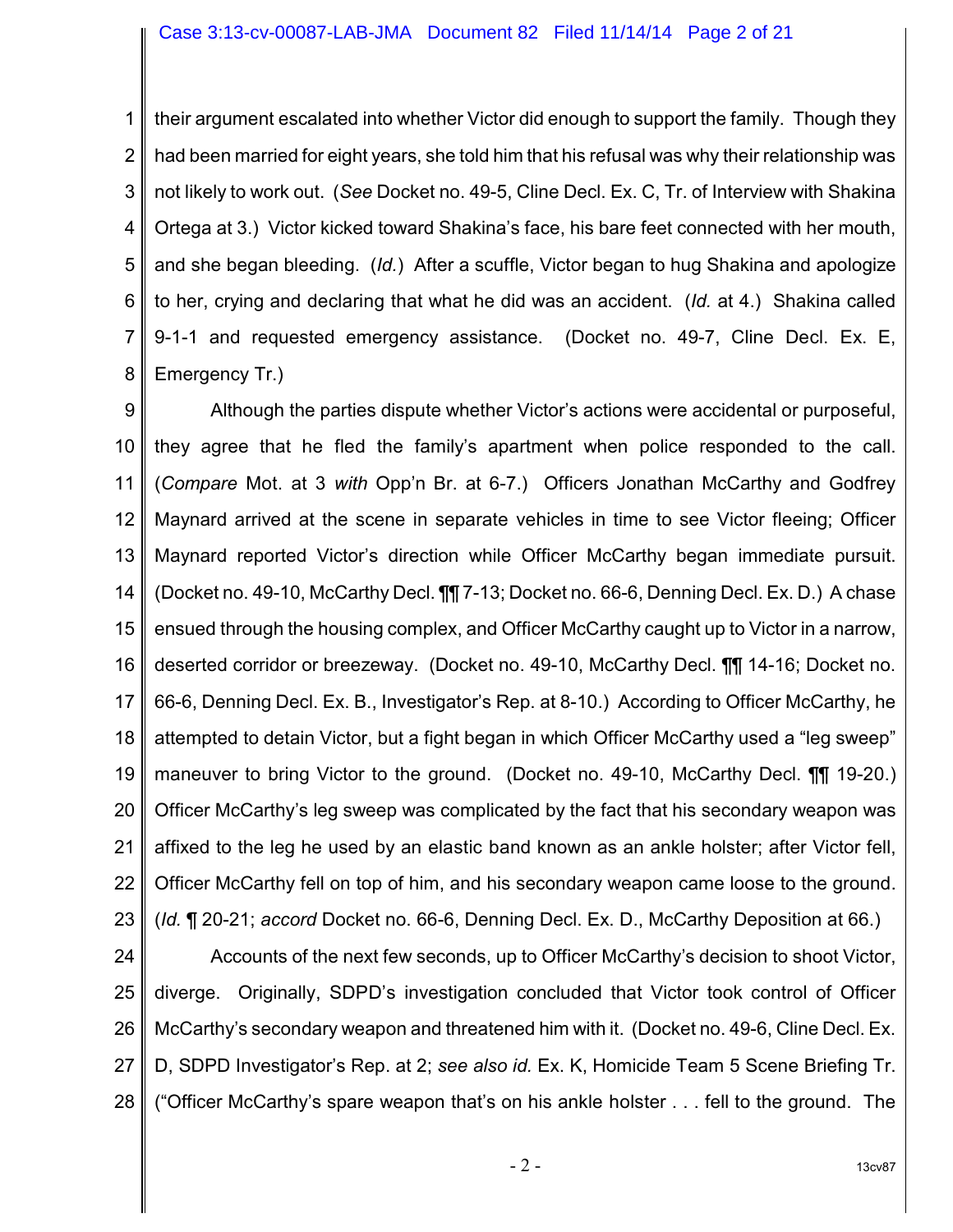their argument escalated into whether Victor did enough to support the family. Though they had been married for eight years, she told him that his refusal was why their relationship was not likely to work out. (*See* Docket no. 49-5, Cline Decl. Ex. C, Tr. of Interview with Shakina Ortega at 3.) Victor kicked toward Shakina's face, his bare feet connected with her mouth, and she began bleeding. (*Id.*) After a scuffle, Victor began to hug Shakina and apologize to her, crying and declaring that what he did was an accident. (*Id.* at 4.) Shakina called 9-1-1 and requested emergency assistance. (Docket no. 49-7, Cline Decl. Ex. E, Emergency Tr.)

Although the parties dispute whether Victor's actions were accidental or purposeful, they agree that he fled the family's apartment when police responded to the call. (*Compare* Mot. at 3 *with* Opp'n Br. at 6-7.) Officers Jonathan McCarthy and Godfrey Maynard arrived at the scene in separate vehicles in time to see Victor fleeing; Officer Maynard reported Victor's direction while Officer McCarthy began immediate pursuit. (Docket no. 49-10, McCarthy Decl. ¶¶ 7-13; Docket no. 66-6, Denning Decl. Ex. D.) A chase ensued through the housing complex, and Officer McCarthy caught up to Victor in a narrow, deserted corridor or breezeway. (Docket no. 49-10, McCarthy Decl. ¶¶ 14-16; Docket no. 66-6, Denning Decl. Ex. B., Investigator's Rep. at 8-10.) According to Officer McCarthy, he attempted to detain Victor, but a fight began in which Officer McCarthy used a "leg sweep" maneuver to bring Victor to the ground. (Docket no. 49-10, McCarthy Decl. ¶¶ 19-20.) Officer McCarthy's leg sweep was complicated by the fact that his secondary weapon was affixed to the leg he used by an elastic band known as an ankle holster; after Victor fell, Officer McCarthy fell on top of him, and his secondary weapon came loose to the ground. (*Id.* ¶ 20-21; *accord* Docket no. 66-6, Denning Decl. Ex. D., McCarthy Deposition at 66.)

Accounts of the next few seconds, up to Officer McCarthy's decision to shoot Victor, diverge. Originally, SDPD's investigation concluded that Victor took control of Officer McCarthy's secondary weapon and threatened him with it. (Docket no. 49-6, Cline Decl. Ex. D, SDPD Investigator's Rep. at 2; *see also id.* Ex. K, Homicide Team 5 Scene Briefing Tr. ("Officer McCarthy's spare weapon that's on his ankle holster . . . fell to the ground. The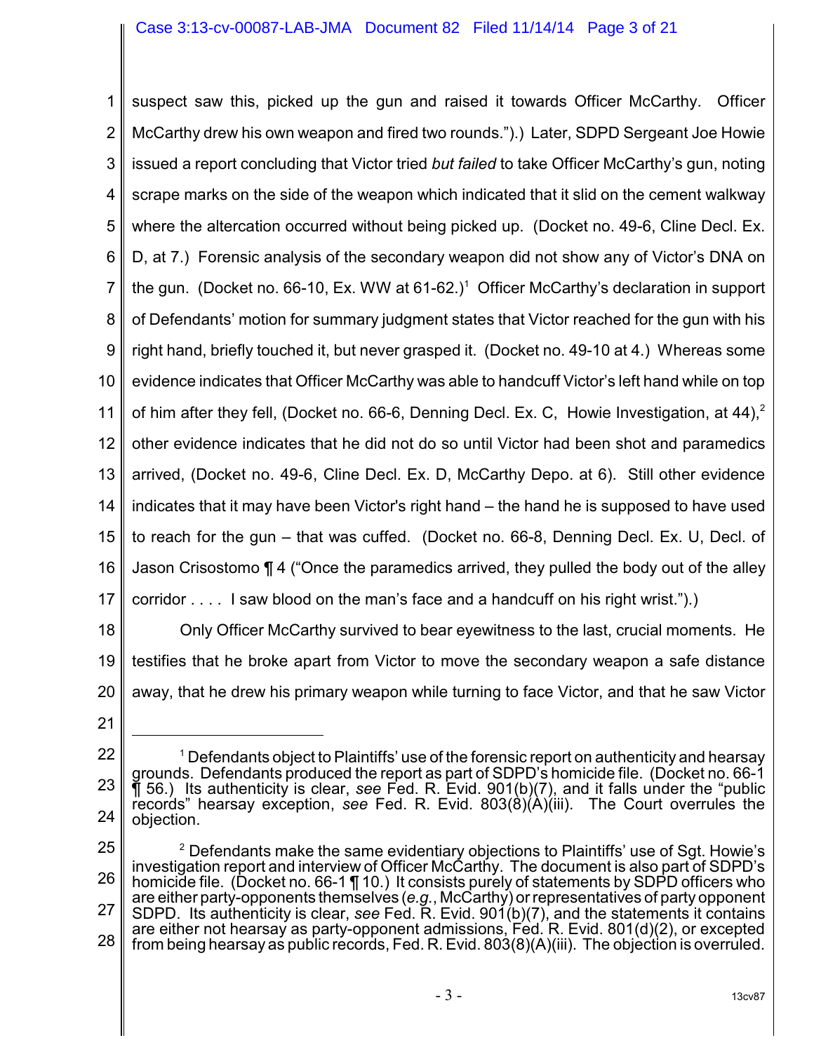suspect saw this, picked up the gun and raised it towards Officer McCarthy. Officer McCarthy drew his own weapon and fired two rounds.").) Later, SDPD Sergeant Joe Howie issued a report concluding that Victor tried *but failed* to take Officer McCarthy's gun, noting scrape marks on the side of the weapon which indicated that it slid on the cement walkway where the altercation occurred without being picked up. (Docket no. 49-6, Cline Decl. Ex. D, at 7.) Forensic analysis of the secondary weapon did not show any of Victor's DNA on the gun. (Docket no. 66-10, Ex. WW at 61-62.)[1] Officer McCarthy's declaration in support of Defendants' motion for summary judgment states that Victor reached for the gun with his right hand, briefly touched it, but never grasped it. (Docket no. 49-10 at 4.) Whereas some evidence indicates that Officer McCarthy was able to handcuff Victor's left hand while on top of him after they fell, (Docket no. 66-6, Denning Decl. Ex. C, Howie Investigation, at 44),[2] other evidence indicates that he did not do so until Victor had been shot and paramedics arrived, (Docket no. 49-6, Cline Decl. Ex. D, McCarthy Depo. at 6). Still other evidence indicates that it may have been Victor's right hand – the hand he is supposed to have used to reach for the gun – that was cuffed. (Docket no. 66-8, Denning Decl. Ex. U, Decl. of Jason Crisostomo ¶ 4 ("Once the paramedics arrived, they pulled the body out of the alley corridor . . . . I saw blood on the man's face and a handcuff on his right wrist.").)

Only Officer McCarthy survived to bear eyewitness to the last, crucial moments. He testifies that he broke apart from Victor to move the secondary weapon a safe distance away, that he drew his primary weapon while turning to face Victor, and that he saw Victor

---

[1] Defendants object to Plaintiffs' use of the forensic report on authenticity and hearsay grounds. Defendants produced the report as part of SDPD's homicide file. (Docket no. 66-1 ¶ 56.) Its authenticity is clear, *see* Fed. R. Evid. 901(b)(7), and it falls under the "public records" hearsay exception, *see* Fed. R. Evid. 803(8)(A)(iii). The Court overrules the objection.

[2] Defendants make the same evidentiary objections to Plaintiffs' use of Sgt. Howie's investigation report and interview of Officer McCarthy. The document is also part of SDPD's homicide file. (Docket no. 66-1 ¶ 10.) It consists purely of statements by SDPD officers who are either party-opponents themselves (*e.g.*, McCarthy) or representatives of party opponent SDPD. Its authenticity is clear, *see* Fed. R. Evid. 901(b)(7), and the statements it contains are either not hearsay as party-opponent admissions, Fed. R. Evid. 801(d)(2), or excepted from being hearsay as public records, Fed. R. Evid. 803(8)(A)(iii). The objection is overruled.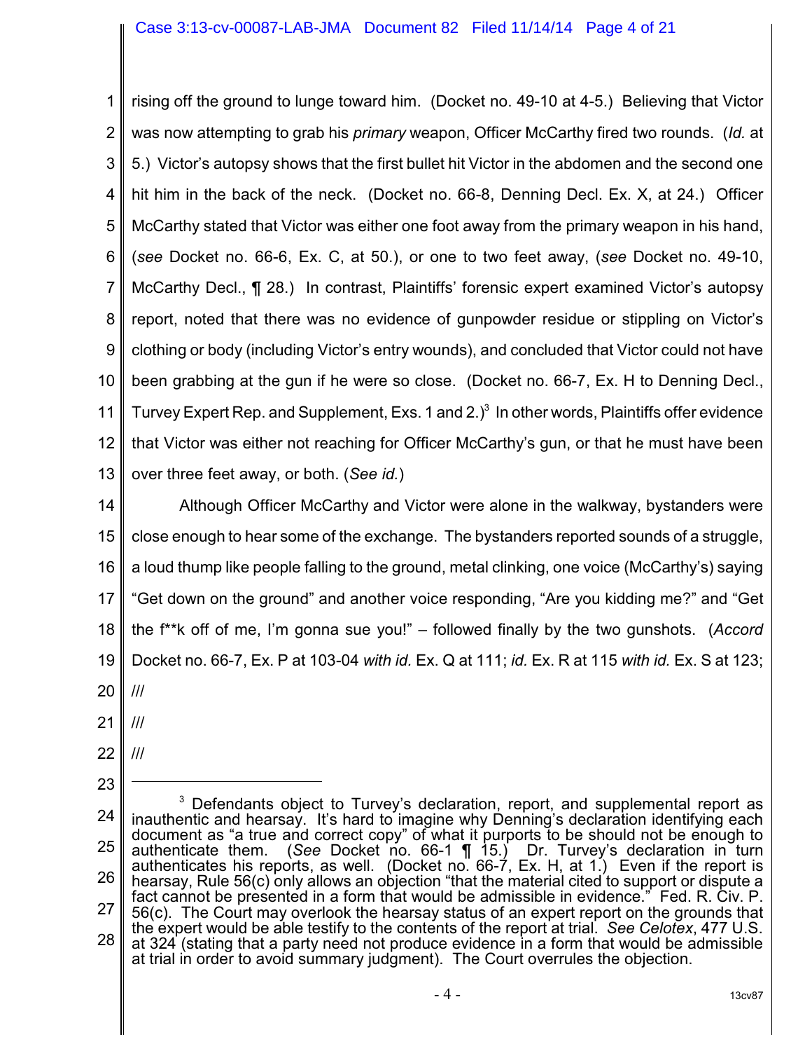rising off the ground to lunge toward him. (Docket no. 49-10 at 4-5.) Believing that Victor was now attempting to grab his *primary* weapon, Officer McCarthy fired two rounds. (*Id.* at 5.) Victor's autopsy shows that the first bullet hit Victor in the abdomen and the second one hit him in the back of the neck. (Docket no. 66-8, Denning Decl. Ex. X, at 24.) Officer McCarthy stated that Victor was either one foot away from the primary weapon in his hand, (*see* Docket no. 66-6, Ex. C, at 50.), or one to two feet away, (*see* Docket no. 49-10, McCarthy Decl., ¶ 28.) In contrast, Plaintiffs' forensic expert examined Victor's autopsy report, noted that there was no evidence of gunpowder residue or stippling on Victor's clothing or body (including Victor's entry wounds), and concluded that Victor could not have been grabbing at the gun if he were so close. (Docket no. 66-7, Ex. H to Denning Decl., Turvey Expert Rep. and Supplement, Exs. 1 and 2.)[3] In other words, Plaintiffs offer evidence that Victor was either not reaching for Officer McCarthy's gun, or that he must have been over three feet away, or both. (*See id.*)

Although Officer McCarthy and Victor were alone in the walkway, bystanders were close enough to hear some of the exchange. The bystanders reported sounds of a struggle, a loud thump like people falling to the ground, metal clinking, one voice (McCarthy's) saying "Get down on the ground" and another voice responding, "Are you kidding me?" and "Get the f**k off of me, I'm gonna sue you!" – followed finally by the two gunshots. (*Accord* Docket no. 66-7, Ex. P at 103-04 *with id.* Ex. Q at 111; *id.* Ex. R at 115 *with id.* Ex. S at 123;

///

///

///

---

[3] Defendants object to Turvey's declaration, report, and supplemental report as inauthentic and hearsay. It's hard to imagine why Denning's declaration identifying each document as "a true and correct copy" of what it purports to be should not be enough to authenticate them. (*See* Docket no. 66-1 ¶ 15.) Dr. Turvey's declaration in turn authenticates his reports, as well. (Docket no. 66-7, Ex. H, at 1.) Even if the report is hearsay, Rule 56(c) only allows an objection "that the material cited to support or dispute a fact cannot be presented in a form that would be admissible in evidence." Fed. R. Civ. P. 56(c). The Court may overlook the hearsay status of an expert report on the grounds that the expert would be able testify to the contents of the report at trial. *See Celotex*, 477 U.S. at 324 (stating that a party need not produce evidence in a form that would be admissible at trial in order to avoid summary judgment). The Court overrules the objection.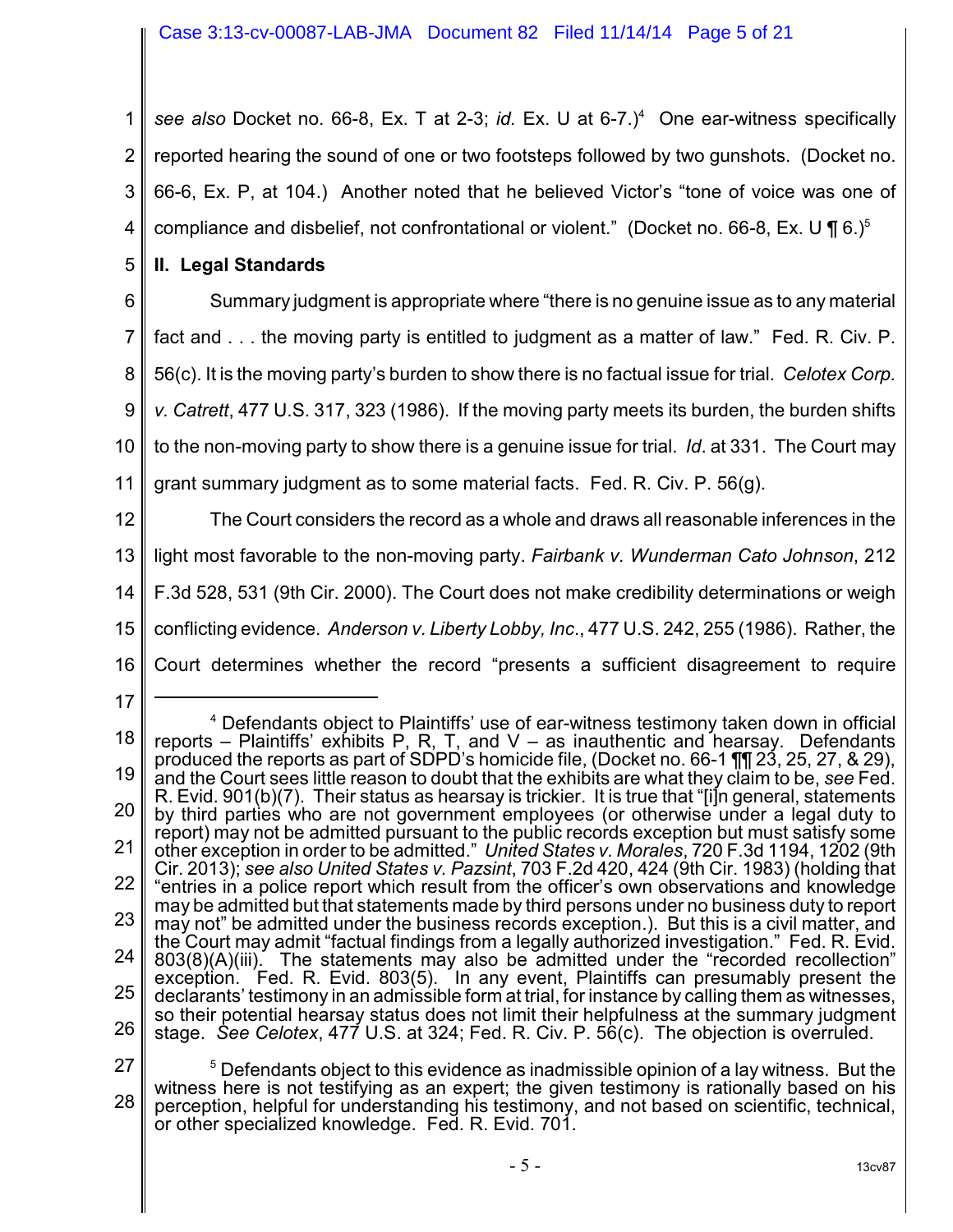*see also* Docket no. 66-8, Ex. T at 2-3; *id.* Ex. U at 6-7.)[4] One ear-witness specifically reported hearing the sound of one or two footsteps followed by two gunshots. (Docket no. 66-6, Ex. P, at 104.) Another noted that he believed Victor's "tone of voice was one of compliance and disbelief, not confrontational or violent." (Docket no. 66-8, Ex. U ¶ 6.)[5]

## II. Legal Standards

Summary judgment is appropriate where "there is no genuine issue as to any material fact and . . . the moving party is entitled to judgment as a matter of law." Fed. R. Civ. P. 56(c). It is the moving party's burden to show there is no factual issue for trial. *Celotex Corp. v. Catrett*, 477 U.S. 317, 323 (1986). If the moving party meets its burden, the burden shifts to the non-moving party to show there is a genuine issue for trial. *Id*. at 331. The Court may grant summary judgment as to some material facts. Fed. R. Civ. P. 56(g).

The Court considers the record as a whole and draws all reasonable inferences in the light most favorable to the non-moving party. *Fairbank v. Wunderman Cato Johnson*, 212 F.3d 528, 531 (9th Cir. 2000). The Court does not make credibility determinations or weigh conflicting evidence. *Anderson v. Liberty Lobby, Inc*., 477 U.S. 242, 255 (1986). Rather, the Court determines whether the record "presents a sufficient disagreement to require

---

[4] Defendants object to Plaintiffs' use of ear-witness testimony taken down in official reports – Plaintiffs' exhibits P, R, T, and V – as inauthentic and hearsay. Defendants produced the reports as part of SDPD's homicide file, (Docket no. 66-1 ¶¶ 23, 25, 27, & 29), and the Court sees little reason to doubt that the exhibits are what they claim to be, *see* Fed. R. Evid. 901(b)(7). Their status as hearsay is trickier. It is true that "[i]n general, statements by third parties who are not government employees (or otherwise under a legal duty to report) may not be admitted pursuant to the public records exception but must satisfy some other exception in order to be admitted." *United States v. Morales*, 720 F.3d 1194, 1202 (9th Cir. 2013); *see also United States v. Pazsint*, 703 F.2d 420, 424 (9th Cir. 1983) (holding that "entries in a police report which result from the officer's own observations and knowledge may be admitted but that statements made by third persons under no business duty to report may not" be admitted under the business records exception.). But this is a civil matter, and the Court may admit "factual findings from a legally authorized investigation." Fed. R. Evid. 803(8)(A)(iii). The statements may also be admitted under the "recorded recollection" exception. Fed. R. Evid. 803(5). In any event, Plaintiffs can presumably present the declarants' testimony in an admissible form at trial, for instance by calling them as witnesses, so their potential hearsay status does not limit their helpfulness at the summary judgment stage. *See Celotex*, 477 U.S. at 324; Fed. R. Civ. P. 56(c). The objection is overruled.

[5] Defendants object to this evidence as inadmissible opinion of a lay witness. But the witness here is not testifying as an expert; the given testimony is rationally based on his perception, helpful for understanding his testimony, and not based on scientific, technical, or other specialized knowledge. Fed. R. Evid. 701.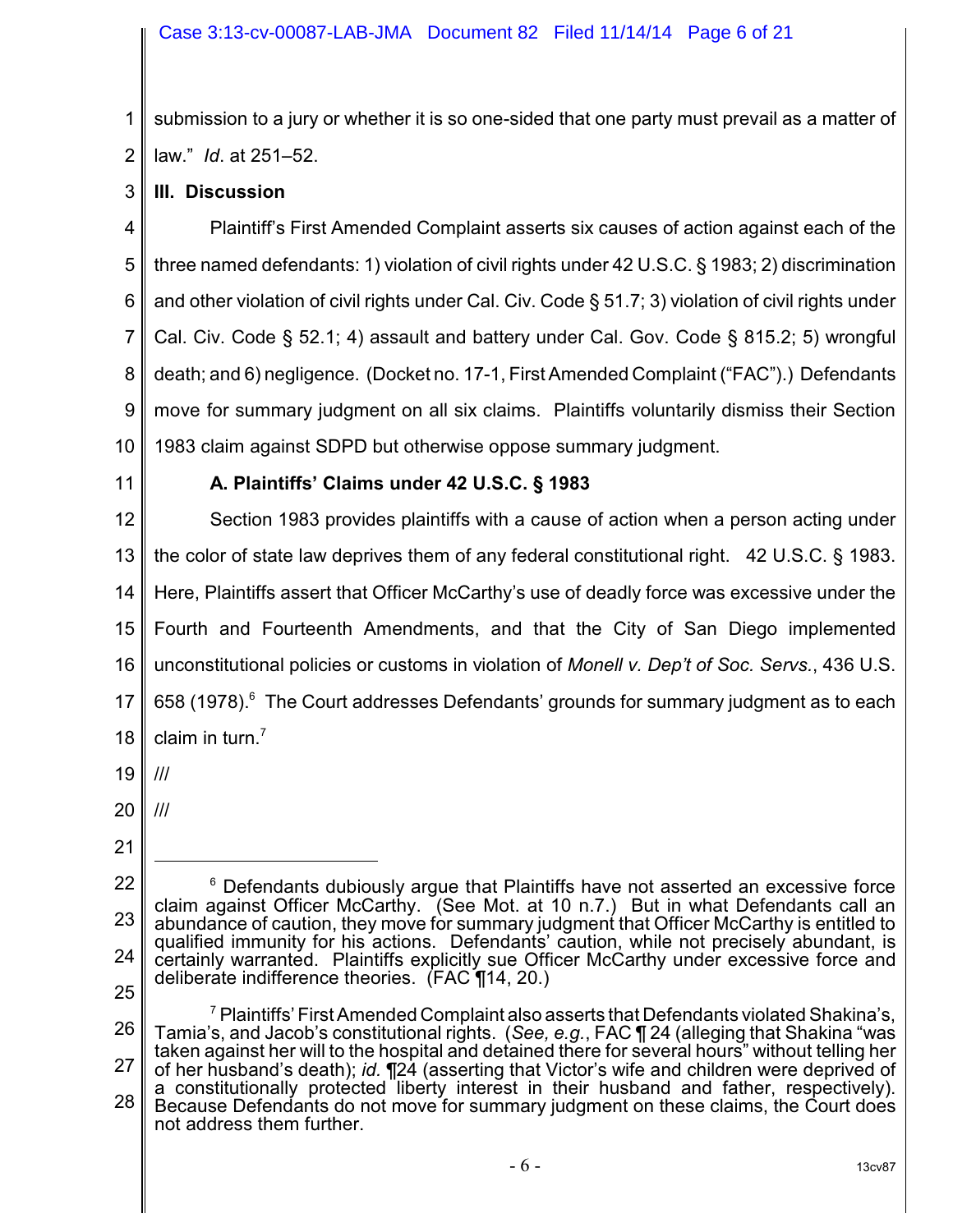submission to a jury or whether it is so one-sided that one party must prevail as a matter of law." *Id*. at 251–52.

## III. Discussion

Plaintiff's First Amended Complaint asserts six causes of action against each of the three named defendants: 1) violation of civil rights under 42 U.S.C. § 1983; 2) discrimination and other violation of civil rights under Cal. Civ. Code § 51.7; 3) violation of civil rights under Cal. Civ. Code § 52.1; 4) assault and battery under Cal. Gov. Code § 815.2; 5) wrongful death; and 6) negligence. (Docket no. 17-1, First Amended Complaint ("FAC").) Defendants move for summary judgment on all six claims. Plaintiffs voluntarily dismiss their Section 1983 claim against SDPD but otherwise oppose summary judgment.

### A. Plaintiffs' Claims under 42 U.S.C. § 1983

Section 1983 provides plaintiffs with a cause of action when a person acting under the color of state law deprives them of any federal constitutional right. 42 U.S.C. § 1983. Here, Plaintiffs assert that Officer McCarthy's use of deadly force was excessive under the Fourth and Fourteenth Amendments, and that the City of San Diego implemented unconstitutional policies or customs in violation of *Monell v. Dep't of Soc. Servs.*, 436 U.S. 658 (1978).[6] The Court addresses Defendants' grounds for summary judgment as to each claim in turn.[7]

///

///

---

[6] Defendants dubiously argue that Plaintiffs have not asserted an excessive force claim against Officer McCarthy. (See Mot. at 10 n.7.) But in what Defendants call an abundance of caution, they move for summary judgment that Officer McCarthy is entitled to qualified immunity for his actions. Defendants' caution, while not precisely abundant, is certainly warranted. Plaintiffs explicitly sue Officer McCarthy under excessive force and deliberate indifference theories. (FAC ¶14, 20.)

[7] Plaintiffs' First Amended Complaint also asserts that Defendants violated Shakina's, Tamia's, and Jacob's constitutional rights. (*See, e.g.*, FAC ¶ 24 (alleging that Shakina "was taken against her will to the hospital and detained there for several hours" without telling her of her husband's death); *id.* ¶24 (asserting that Victor's wife and children were deprived of a constitutionally protected liberty interest in their husband and father, respectively). Because Defendants do not move for summary judgment on these claims, the Court does not address them further.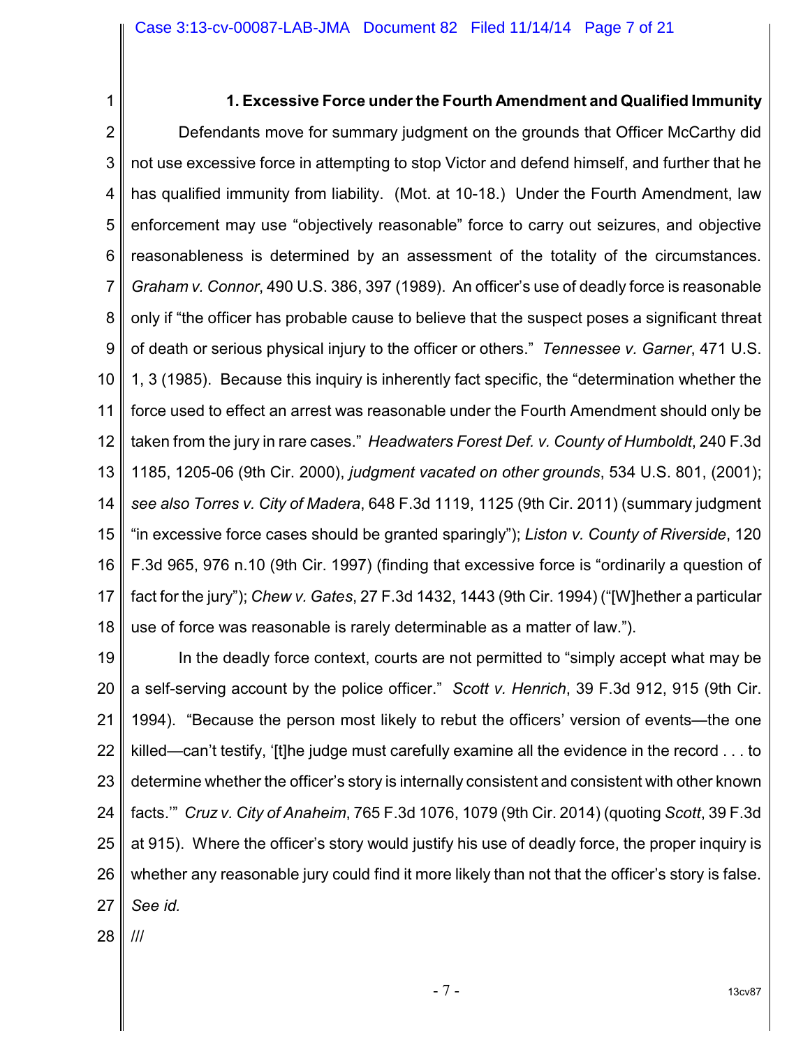### 1. Excessive Force under the Fourth Amendment and Qualified Immunity

Defendants move for summary judgment on the grounds that Officer McCarthy did not use excessive force in attempting to stop Victor and defend himself, and further that he has qualified immunity from liability. (Mot. at 10-18.) Under the Fourth Amendment, law enforcement may use "objectively reasonable" force to carry out seizures, and objective reasonableness is determined by an assessment of the totality of the circumstances. *Graham v. Connor*, 490 U.S. 386, 397 (1989). An officer's use of deadly force is reasonable only if "the officer has probable cause to believe that the suspect poses a significant threat of death or serious physical injury to the officer or others." *Tennessee v. Garner*, 471 U.S. 1, 3 (1985). Because this inquiry is inherently fact specific, the "determination whether the force used to effect an arrest was reasonable under the Fourth Amendment should only be taken from the jury in rare cases." *Headwaters Forest Def. v. County of Humboldt*, 240 F.3d 1185, 1205-06 (9th Cir. 2000), *judgment vacated on other grounds*, 534 U.S. 801, (2001); *see also Torres v. City of Madera*, 648 F.3d 1119, 1125 (9th Cir. 2011) (summary judgment "in excessive force cases should be granted sparingly"); *Liston v. County of Riverside*, 120 F.3d 965, 976 n.10 (9th Cir. 1997) (finding that excessive force is "ordinarily a question of fact for the jury"); *Chew v. Gates*, 27 F.3d 1432, 1443 (9th Cir. 1994) ("[W]hether a particular use of force was reasonable is rarely determinable as a matter of law.").

In the deadly force context, courts are not permitted to "simply accept what may be a self-serving account by the police officer." *Scott v. Henrich*, 39 F.3d 912, 915 (9th Cir. 1994). "Because the person most likely to rebut the officers' version of events—the one killed—can't testify, '[t]he judge must carefully examine all the evidence in the record . . . to determine whether the officer's story is internally consistent and consistent with other known facts.'" *Cruz v. City of Anaheim*, 765 F.3d 1076, 1079 (9th Cir. 2014) (quoting *Scott*, 39 F.3d at 915). Where the officer's story would justify his use of deadly force, the proper inquiry is whether any reasonable jury could find it more likely than not that the officer's story is false. *See id.*

///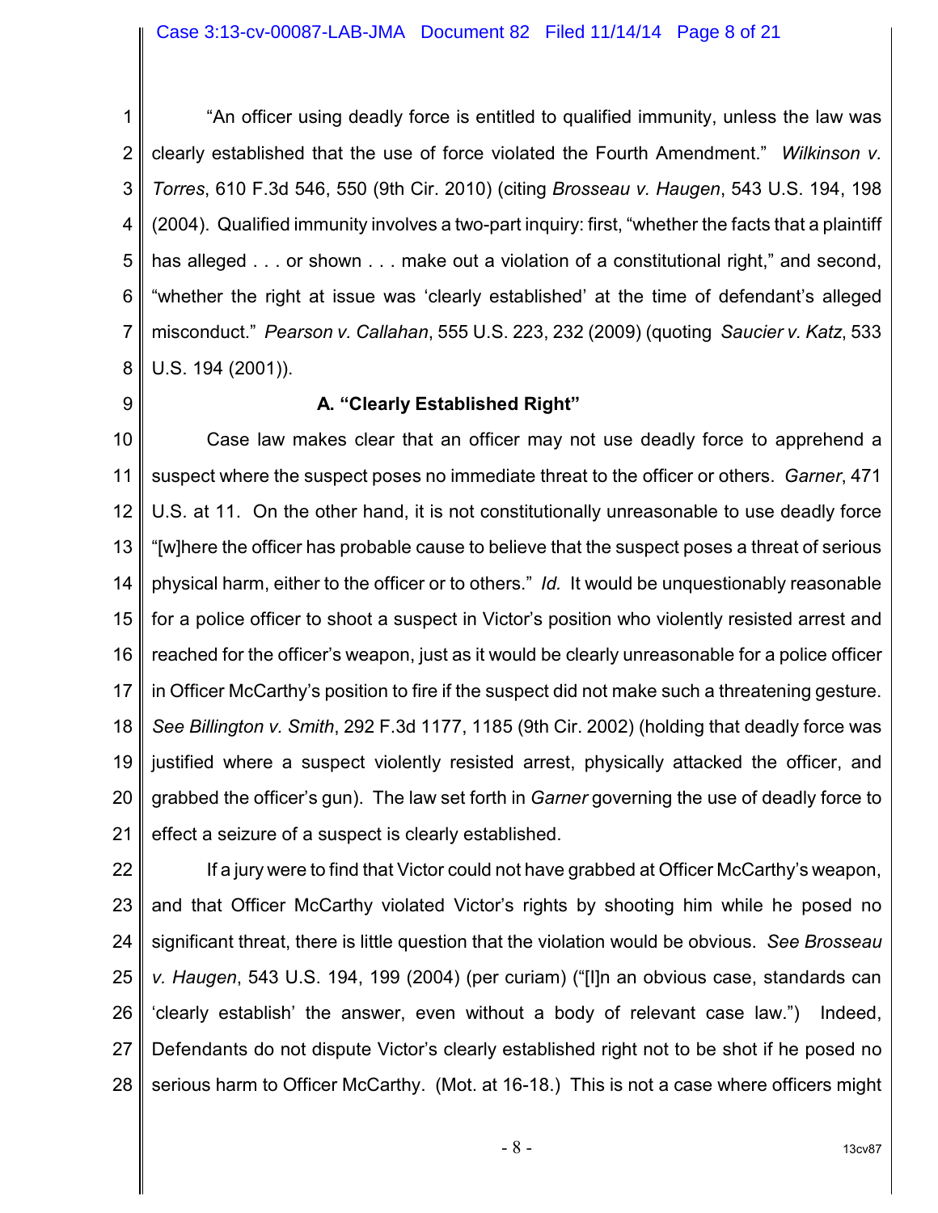"An officer using deadly force is entitled to qualified immunity, unless the law was clearly established that the use of force violated the Fourth Amendment." *Wilkinson v. Torres*, 610 F.3d 546, 550 (9th Cir. 2010) (citing *Brosseau v. Haugen*, 543 U.S. 194, 198 (2004). Qualified immunity involves a two-part inquiry: first, "whether the facts that a plaintiff has alleged . . . or shown . . . make out a violation of a constitutional right," and second, "whether the right at issue was 'clearly established' at the time of defendant's alleged misconduct." *Pearson v. Callahan*, 555 U.S. 223, 232 (2009) (quoting *Saucier v. Katz*, 533 U.S. 194 (2001)).

### A. "Clearly Established Right"

Case law makes clear that an officer may not use deadly force to apprehend a suspect where the suspect poses no immediate threat to the officer or others. *Garner*, 471 U.S. at 11. On the other hand, it is not constitutionally unreasonable to use deadly force "[w]here the officer has probable cause to believe that the suspect poses a threat of serious physical harm, either to the officer or to others." *Id.* It would be unquestionably reasonable for a police officer to shoot a suspect in Victor's position who violently resisted arrest and reached for the officer's weapon, just as it would be clearly unreasonable for a police officer in Officer McCarthy's position to fire if the suspect did not make such a threatening gesture. *See Billington v. Smith*, 292 F.3d 1177, 1185 (9th Cir. 2002) (holding that deadly force was justified where a suspect violently resisted arrest, physically attacked the officer, and grabbed the officer's gun). The law set forth in *Garner* governing the use of deadly force to effect a seizure of a suspect is clearly established.

If a jury were to find that Victor could not have grabbed at Officer McCarthy's weapon, and that Officer McCarthy violated Victor's rights by shooting him while he posed no significant threat, there is little question that the violation would be obvious. *See Brosseau v. Haugen*, 543 U.S. 194, 199 (2004) (per curiam) ("[I]n an obvious case, standards can 'clearly establish' the answer, even without a body of relevant case law.") Indeed, Defendants do not dispute Victor's clearly established right not to be shot if he posed no serious harm to Officer McCarthy. (Mot. at 16-18.) This is not a case where officers might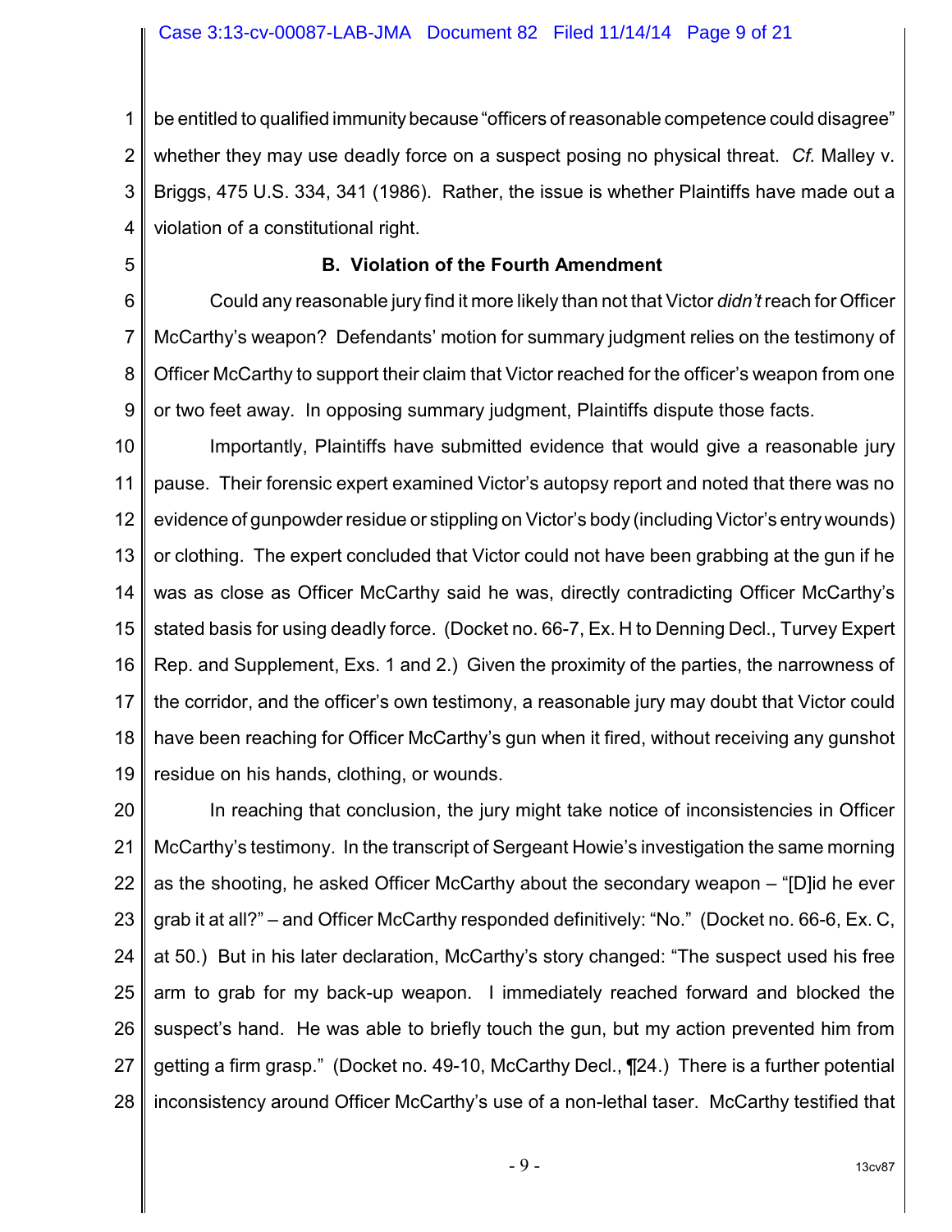be entitled to qualified immunity because "officers of reasonable competence could disagree" whether they may use deadly force on a suspect posing no physical threat. *Cf.* Malley v. Briggs, 475 U.S. 334, 341 (1986). Rather, the issue is whether Plaintiffs have made out a violation of a constitutional right.

### B. Violation of the Fourth Amendment

Could any reasonable jury find it more likely than not that Victor *didn't* reach for Officer McCarthy's weapon? Defendants' motion for summary judgment relies on the testimony of Officer McCarthy to support their claim that Victor reached for the officer's weapon from one or two feet away. In opposing summary judgment, Plaintiffs dispute those facts.

Importantly, Plaintiffs have submitted evidence that would give a reasonable jury pause. Their forensic expert examined Victor's autopsy report and noted that there was no evidence of gunpowder residue or stippling on Victor's body (including Victor's entry wounds) or clothing. The expert concluded that Victor could not have been grabbing at the gun if he was as close as Officer McCarthy said he was, directly contradicting Officer McCarthy's stated basis for using deadly force. (Docket no. 66-7, Ex. H to Denning Decl., Turvey Expert Rep. and Supplement, Exs. 1 and 2.) Given the proximity of the parties, the narrowness of the corridor, and the officer's own testimony, a reasonable jury may doubt that Victor could have been reaching for Officer McCarthy's gun when it fired, without receiving any gunshot residue on his hands, clothing, or wounds.

In reaching that conclusion, the jury might take notice of inconsistencies in Officer McCarthy's testimony. In the transcript of Sergeant Howie's investigation the same morning as the shooting, he asked Officer McCarthy about the secondary weapon – "[D]id he ever grab it at all?" – and Officer McCarthy responded definitively: "No." (Docket no. 66-6, Ex. C, at 50.) But in his later declaration, McCarthy's story changed: "The suspect used his free arm to grab for my back-up weapon. I immediately reached forward and blocked the suspect's hand. He was able to briefly touch the gun, but my action prevented him from getting a firm grasp." (Docket no. 49-10, McCarthy Decl., ¶24.) There is a further potential inconsistency around Officer McCarthy's use of a non-lethal taser. McCarthy testified that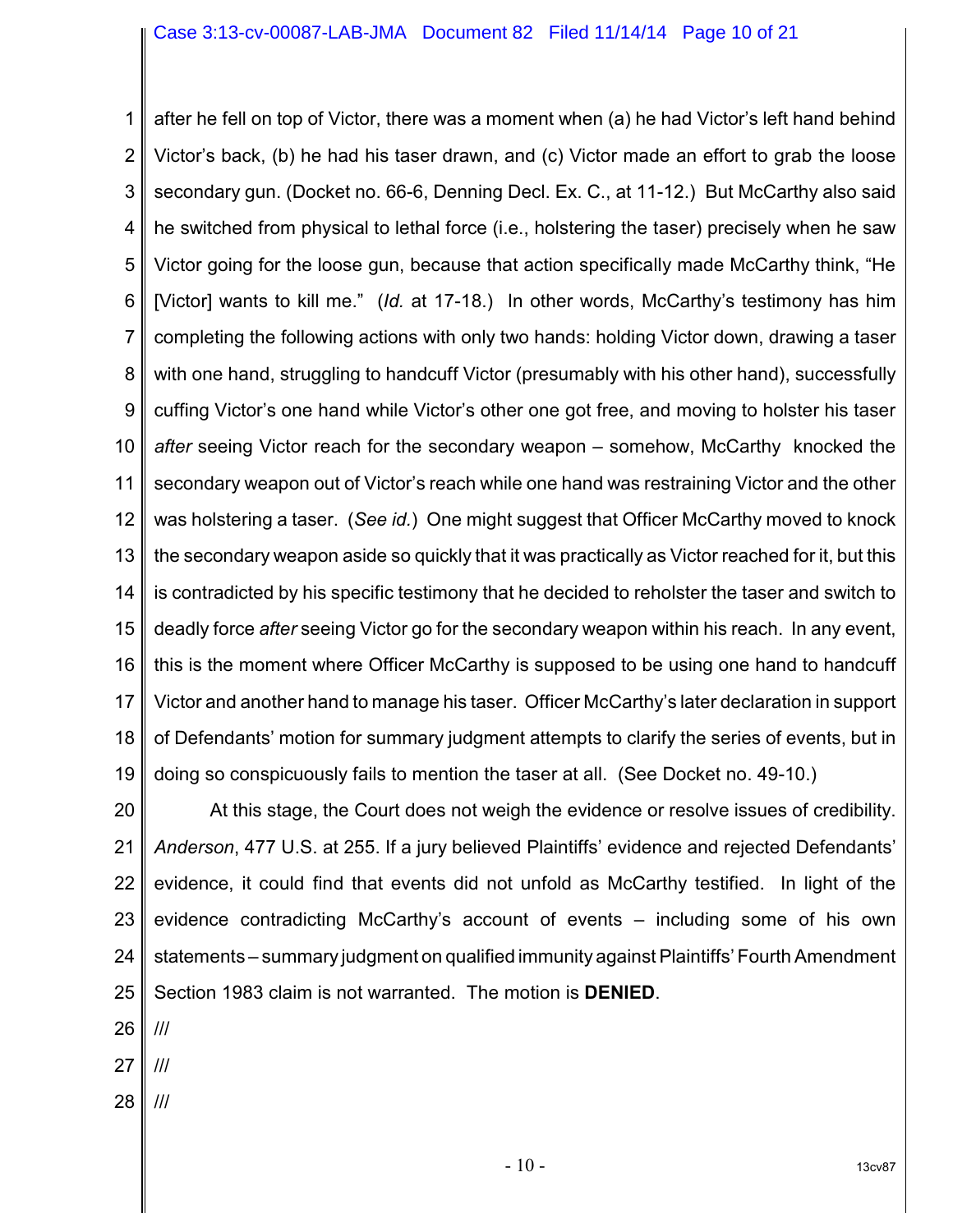after he fell on top of Victor, there was a moment when (a) he had Victor's left hand behind Victor's back, (b) he had his taser drawn, and (c) Victor made an effort to grab the loose secondary gun. (Docket no. 66-6, Denning Decl. Ex. C., at 11-12.) But McCarthy also said he switched from physical to lethal force (i.e., holstering the taser) precisely when he saw Victor going for the loose gun, because that action specifically made McCarthy think, "He [Victor] wants to kill me." (*Id.* at 17-18.) In other words, McCarthy's testimony has him completing the following actions with only two hands: holding Victor down, drawing a taser with one hand, struggling to handcuff Victor (presumably with his other hand), successfully cuffing Victor's one hand while Victor's other one got free, and moving to holster his taser *after* seeing Victor reach for the secondary weapon – somehow, McCarthy knocked the secondary weapon out of Victor's reach while one hand was restraining Victor and the other was holstering a taser. (*See id.*) One might suggest that Officer McCarthy moved to knock the secondary weapon aside so quickly that it was practically as Victor reached for it, but this is contradicted by his specific testimony that he decided to reholster the taser and switch to deadly force *after* seeing Victor go for the secondary weapon within his reach. In any event, this is the moment where Officer McCarthy is supposed to be using one hand to handcuff Victor and another hand to manage his taser. Officer McCarthy's later declaration in support of Defendants' motion for summary judgment attempts to clarify the series of events, but in doing so conspicuously fails to mention the taser at all. (See Docket no. 49-10.)

At this stage, the Court does not weigh the evidence or resolve issues of credibility. *Anderson*, 477 U.S. at 255. If a jury believed Plaintiffs' evidence and rejected Defendants' evidence, it could find that events did not unfold as McCarthy testified. In light of the evidence contradicting McCarthy's account of events – including some of his own statements – summary judgment on qualified immunity against Plaintiffs' Fourth Amendment Section 1983 claim is not warranted. The motion is **DENIED**.

///

///

///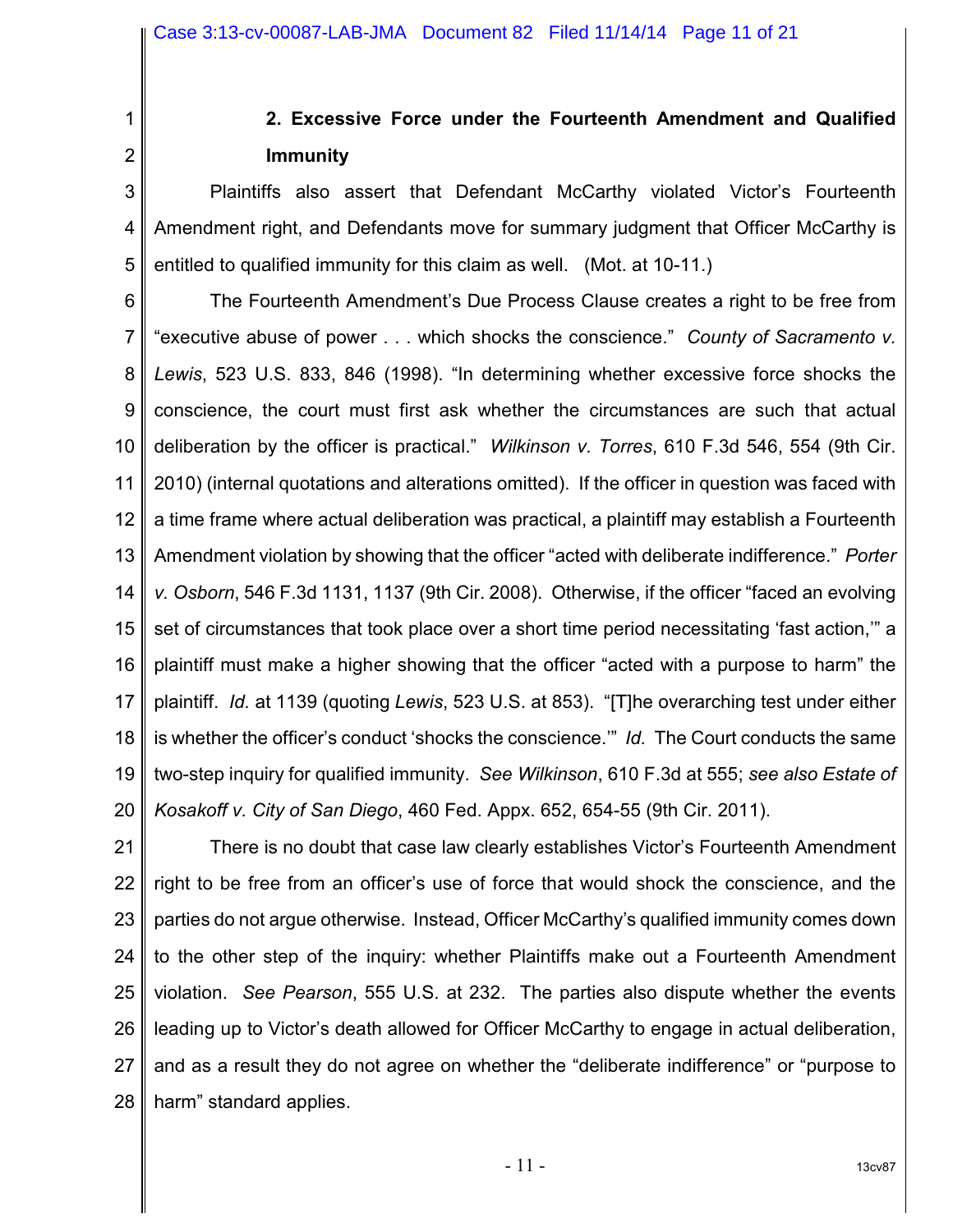### 2. Excessive Force under the Fourteenth Amendment and Qualified Immunity

Plaintiffs also assert that Defendant McCarthy violated Victor's Fourteenth Amendment right, and Defendants move for summary judgment that Officer McCarthy is entitled to qualified immunity for this claim as well. (Mot. at 10-11.)

The Fourteenth Amendment's Due Process Clause creates a right to be free from "executive abuse of power . . . which shocks the conscience." *County of Sacramento v. Lewis*, 523 U.S. 833, 846 (1998). "In determining whether excessive force shocks the conscience, the court must first ask whether the circumstances are such that actual deliberation by the officer is practical." *Wilkinson v. Torres*, 610 F.3d 546, 554 (9th Cir. 2010) (internal quotations and alterations omitted). If the officer in question was faced with a time frame where actual deliberation was practical, a plaintiff may establish a Fourteenth Amendment violation by showing that the officer "acted with deliberate indifference." *Porter v. Osborn*, 546 F.3d 1131, 1137 (9th Cir. 2008). Otherwise, if the officer "faced an evolving set of circumstances that took place over a short time period necessitating 'fast action,'" a plaintiff must make a higher showing that the officer "acted with a purpose to harm" the plaintiff. *Id.* at 1139 (quoting *Lewis*, 523 U.S. at 853). "[T]he overarching test under either is whether the officer's conduct 'shocks the conscience.'" *Id.* The Court conducts the same two-step inquiry for qualified immunity. *See Wilkinson*, 610 F.3d at 555; *see also Estate of Kosakoff v. City of San Diego*, 460 Fed. Appx. 652, 654-55 (9th Cir. 2011).

There is no doubt that case law clearly establishes Victor's Fourteenth Amendment right to be free from an officer's use of force that would shock the conscience, and the parties do not argue otherwise. Instead, Officer McCarthy's qualified immunity comes down to the other step of the inquiry: whether Plaintiffs make out a Fourteenth Amendment violation. *See Pearson*, 555 U.S. at 232. The parties also dispute whether the events leading up to Victor's death allowed for Officer McCarthy to engage in actual deliberation, and as a result they do not agree on whether the "deliberate indifference" or "purpose to harm" standard applies.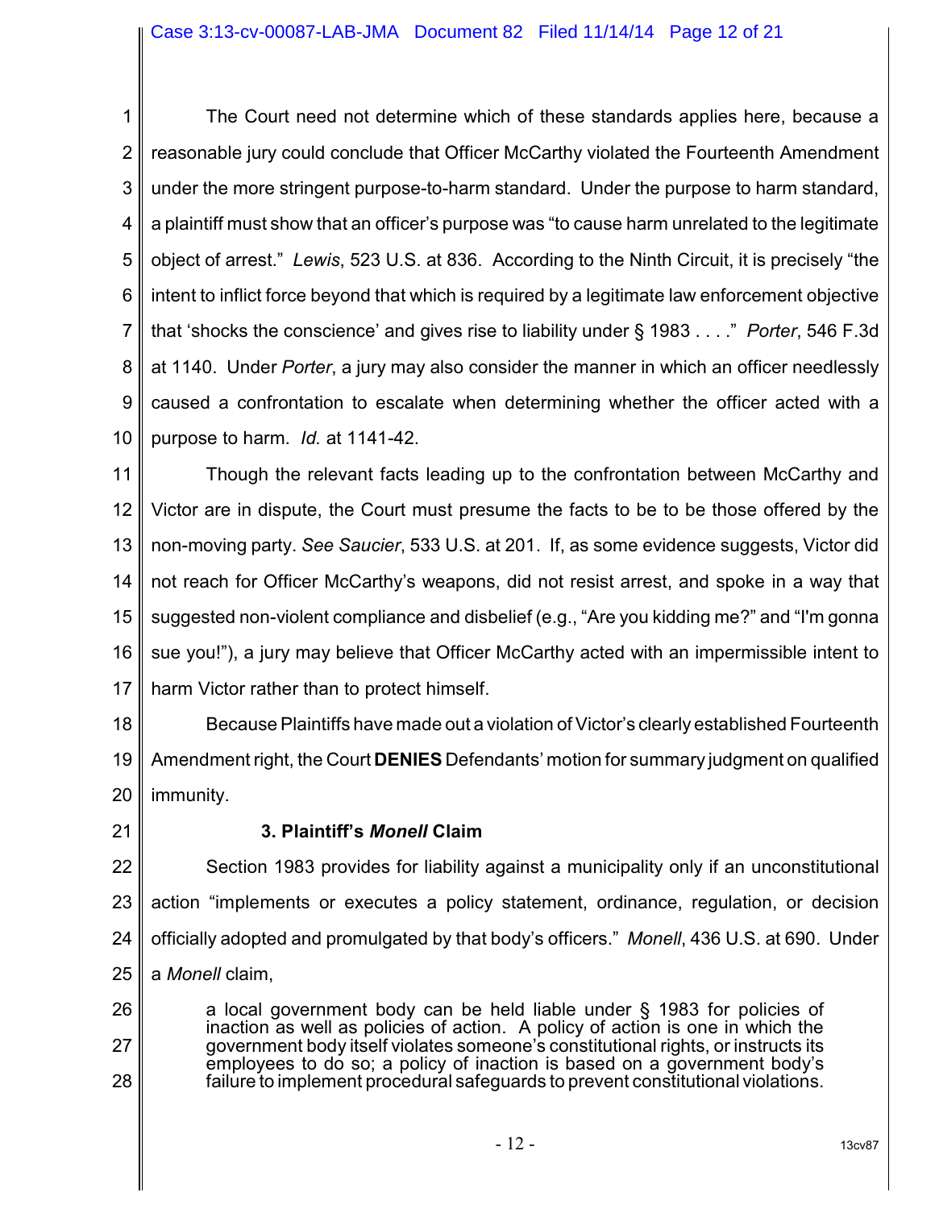The Court need not determine which of these standards applies here, because a reasonable jury could conclude that Officer McCarthy violated the Fourteenth Amendment under the more stringent purpose-to-harm standard. Under the purpose to harm standard, a plaintiff must show that an officer's purpose was "to cause harm unrelated to the legitimate object of arrest." *Lewis*, 523 U.S. at 836. According to the Ninth Circuit, it is precisely "the intent to inflict force beyond that which is required by a legitimate law enforcement objective that 'shocks the conscience' and gives rise to liability under § 1983 . . . ." *Porter*, 546 F.3d at 1140. Under *Porter*, a jury may also consider the manner in which an officer needlessly caused a confrontation to escalate when determining whether the officer acted with a purpose to harm. *Id.* at 1141-42.

Though the relevant facts leading up to the confrontation between McCarthy and Victor are in dispute, the Court must presume the facts to be to be those offered by the non-moving party. *See Saucier*, 533 U.S. at 201. If, as some evidence suggests, Victor did not reach for Officer McCarthy's weapons, did not resist arrest, and spoke in a way that suggested non-violent compliance and disbelief (e.g., "Are you kidding me?" and "I'm gonna sue you!"), a jury may believe that Officer McCarthy acted with an impermissible intent to harm Victor rather than to protect himself.

Because Plaintiffs have made out a violation of Victor's clearly established Fourteenth Amendment right, the Court **DENIES** Defendants' motion for summary judgment on qualified immunity.

### 3. Plaintiff's *Monell* Claim

Section 1983 provides for liability against a municipality only if an unconstitutional action "implements or executes a policy statement, ordinance, regulation, or decision officially adopted and promulgated by that body's officers." *Monell*, 436 U.S. at 690. Under a *Monell* claim,

> a local government body can be held liable under § 1983 for policies of inaction as well as policies of action. A policy of action is one in which the government body itself violates someone's constitutional rights, or instructs its employees to do so; a policy of inaction is based on a government body's failure to implement procedural safeguards to prevent constitutional violations.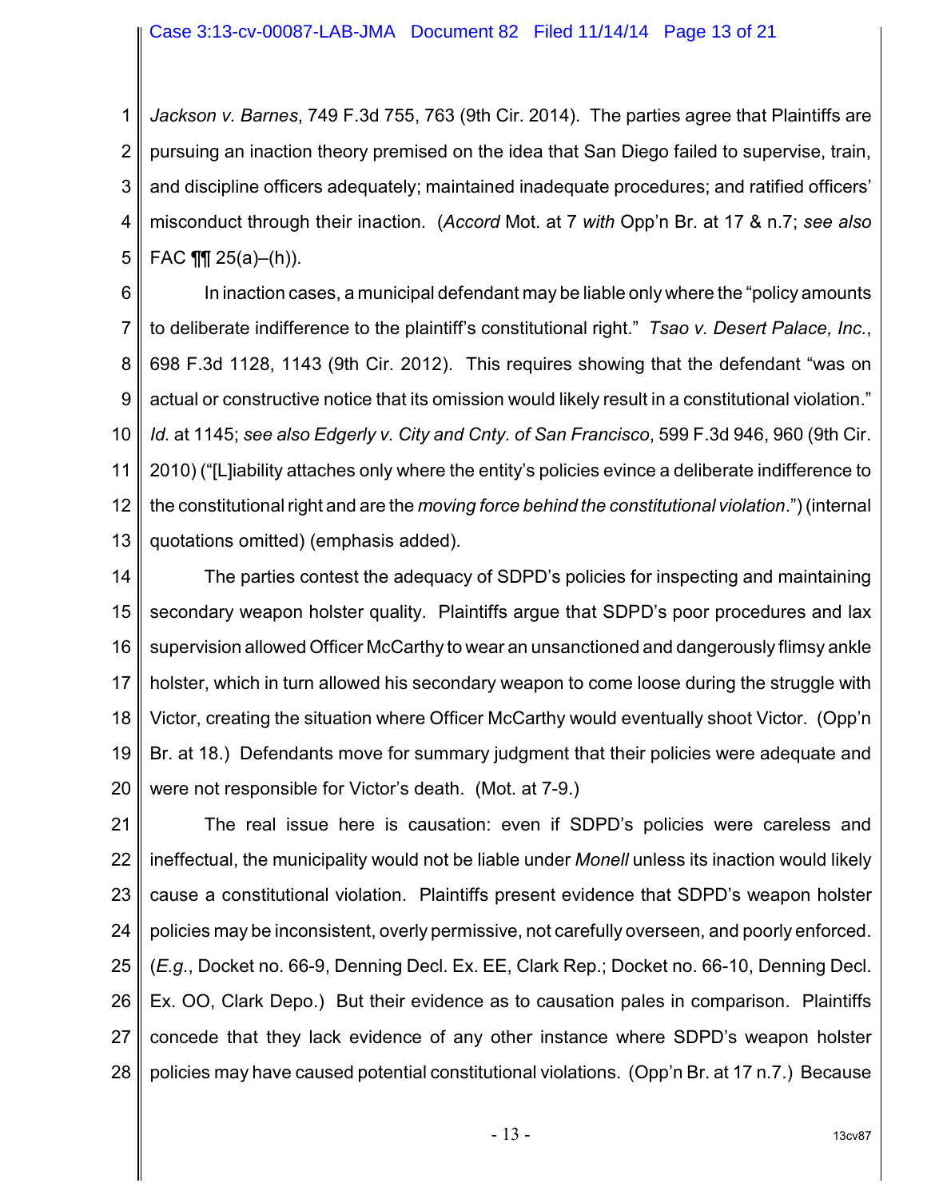*Jackson v. Barnes*, 749 F.3d 755, 763 (9th Cir. 2014). The parties agree that Plaintiffs are pursuing an inaction theory premised on the idea that San Diego failed to supervise, train, and discipline officers adequately; maintained inadequate procedures; and ratified officers' misconduct through their inaction. (*Accord* Mot. at 7 *with* Opp'n Br. at 17 & n.7; *see also* FAC ¶¶ 25(a)–(h)).

In inaction cases, a municipal defendant may be liable only where the "policy amounts to deliberate indifference to the plaintiff's constitutional right." *Tsao v. Desert Palace, Inc.*, 698 F.3d 1128, 1143 (9th Cir. 2012). This requires showing that the defendant "was on actual or constructive notice that its omission would likely result in a constitutional violation." *Id.* at 1145; *see also Edgerly v. City and Cnty. of San Francisco*, 599 F.3d 946, 960 (9th Cir. 2010) ("[L]iability attaches only where the entity's policies evince a deliberate indifference to the constitutional right and are the *moving force behind the constitutional violation*.") (internal quotations omitted) (emphasis added).

The parties contest the adequacy of SDPD's policies for inspecting and maintaining secondary weapon holster quality. Plaintiffs argue that SDPD's poor procedures and lax supervision allowed Officer McCarthy to wear an unsanctioned and dangerously flimsy ankle holster, which in turn allowed his secondary weapon to come loose during the struggle with Victor, creating the situation where Officer McCarthy would eventually shoot Victor. (Opp'n Br. at 18.) Defendants move for summary judgment that their policies were adequate and were not responsible for Victor's death. (Mot. at 7-9.)

The real issue here is causation: even if SDPD's policies were careless and ineffectual, the municipality would not be liable under *Monell* unless its inaction would likely cause a constitutional violation. Plaintiffs present evidence that SDPD's weapon holster policies may be inconsistent, overly permissive, not carefully overseen, and poorly enforced. (*E.g.*, Docket no. 66-9, Denning Decl. Ex. EE, Clark Rep.; Docket no. 66-10, Denning Decl. Ex. OO, Clark Depo.) But their evidence as to causation pales in comparison. Plaintiffs concede that they lack evidence of any other instance where SDPD's weapon holster policies may have caused potential constitutional violations. (Opp'n Br. at 17 n.7.) Because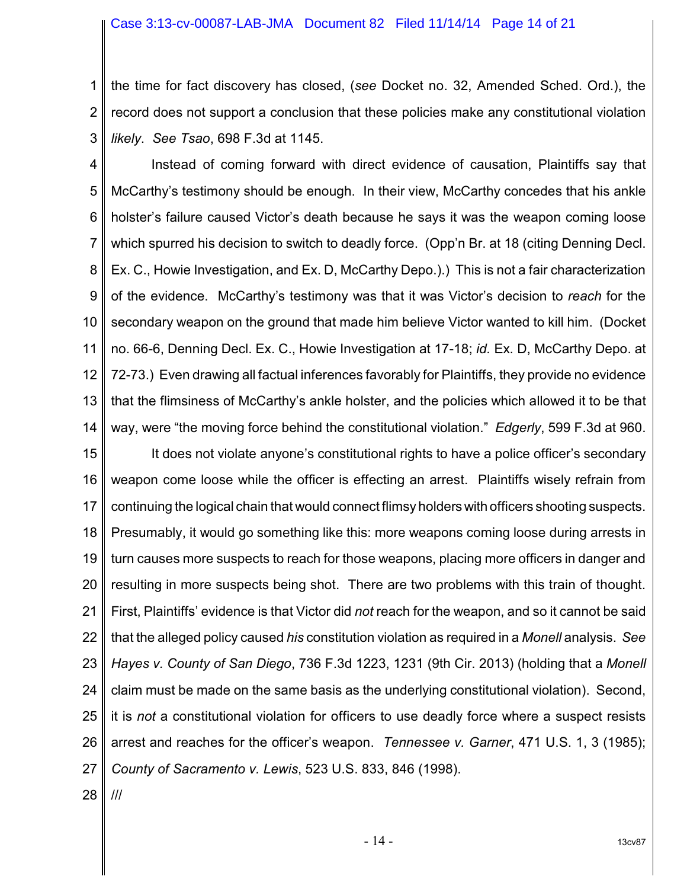the time for fact discovery has closed, (*see* Docket no. 32, Amended Sched. Ord.), the record does not support a conclusion that these policies make any constitutional violation *likely*. *See Tsao*, 698 F.3d at 1145.

Instead of coming forward with direct evidence of causation, Plaintiffs say that McCarthy's testimony should be enough. In their view, McCarthy concedes that his ankle holster's failure caused Victor's death because he says it was the weapon coming loose which spurred his decision to switch to deadly force. (Opp'n Br. at 18 (citing Denning Decl. Ex. C., Howie Investigation, and Ex. D, McCarthy Depo.).) This is not a fair characterization of the evidence. McCarthy's testimony was that it was Victor's decision to *reach* for the secondary weapon on the ground that made him believe Victor wanted to kill him. (Docket no. 66-6, Denning Decl. Ex. C., Howie Investigation at 17-18; *id.* Ex. D, McCarthy Depo. at 72-73.) Even drawing all factual inferences favorably for Plaintiffs, they provide no evidence that the flimsiness of McCarthy's ankle holster, and the policies which allowed it to be that way, were "the moving force behind the constitutional violation." *Edgerly*, 599 F.3d at 960.

It does not violate anyone's constitutional rights to have a police officer's secondary weapon come loose while the officer is effecting an arrest. Plaintiffs wisely refrain from continuing the logical chain that would connect flimsy holders with officers shooting suspects. Presumably, it would go something like this: more weapons coming loose during arrests in turn causes more suspects to reach for those weapons, placing more officers in danger and resulting in more suspects being shot. There are two problems with this train of thought. First, Plaintiffs' evidence is that Victor did *not* reach for the weapon, and so it cannot be said that the alleged policy caused *his* constitution violation as required in a *Monell* analysis. *See Hayes v. County of San Diego*, 736 F.3d 1223, 1231 (9th Cir. 2013) (holding that a *Monell* claim must be made on the same basis as the underlying constitutional violation). Second, it is *not* a constitutional violation for officers to use deadly force where a suspect resists arrest and reaches for the officer's weapon. *Tennessee v. Garner*, 471 U.S. 1, 3 (1985); *County of Sacramento v. Lewis*, 523 U.S. 833, 846 (1998).

///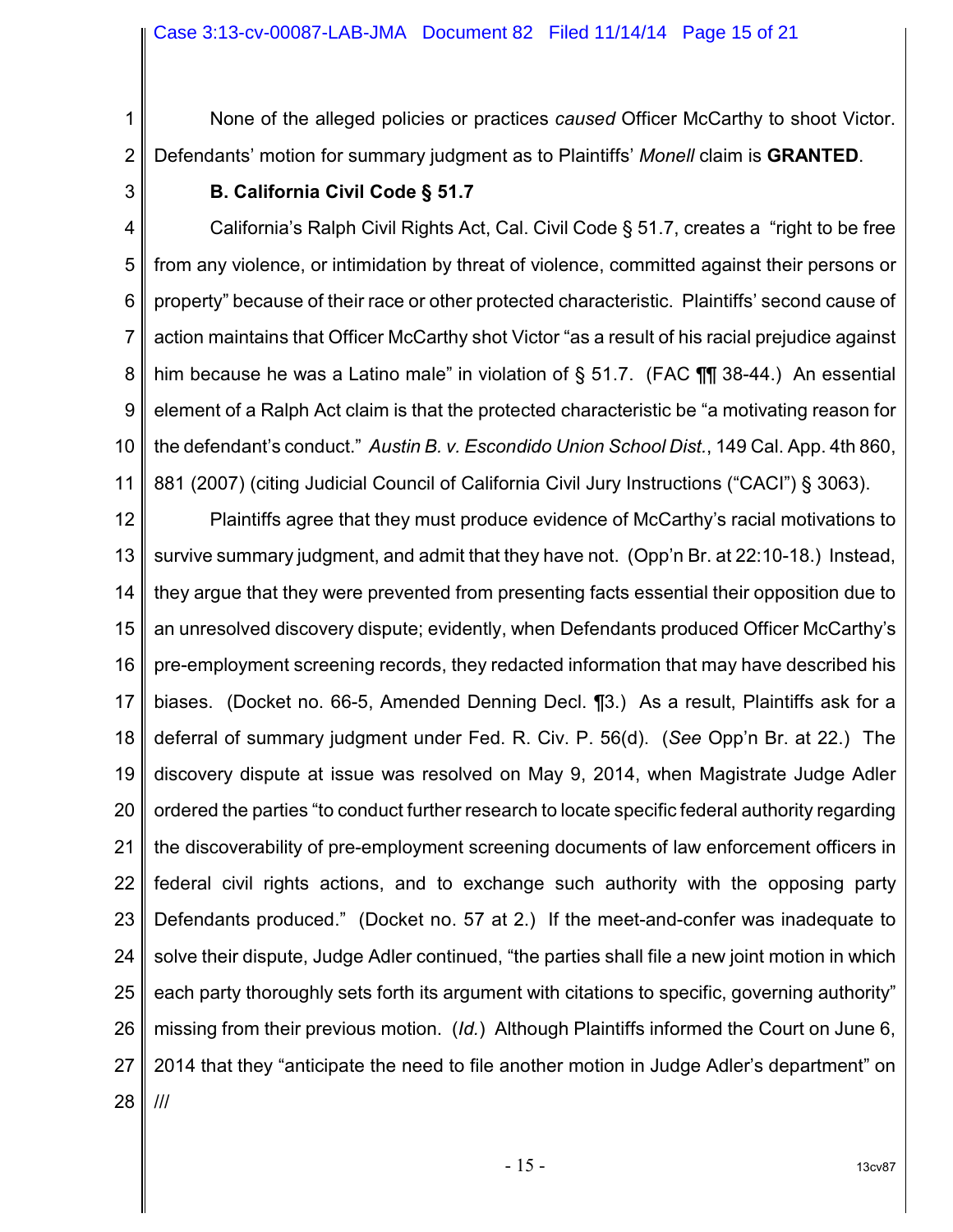None of the alleged policies or practices *caused* Officer McCarthy to shoot Victor. Defendants' motion for summary judgment as to Plaintiffs' *Monell* claim is **GRANTED**.

**B. California Civil Code § 51.7**

California's Ralph Civil Rights Act, Cal. Civil Code § 51.7, creates a "right to be free from any violence, or intimidation by threat of violence, committed against their persons or property" because of their race or other protected characteristic. Plaintiffs' second cause of action maintains that Officer McCarthy shot Victor "as a result of his racial prejudice against him because he was a Latino male" in violation of § 51.7. (FAC ¶¶ 38-44.) An essential element of a Ralph Act claim is that the protected characteristic be "a motivating reason for the defendant's conduct." *Austin B. v. Escondido Union School Dist.*, 149 Cal. App. 4th 860, 881 (2007) (citing Judicial Council of California Civil Jury Instructions ("CACI") § 3063).

Plaintiffs agree that they must produce evidence of McCarthy's racial motivations to survive summary judgment, and admit that they have not. (Opp'n Br. at 22:10-18.) Instead, they argue that they were prevented from presenting facts essential their opposition due to an unresolved discovery dispute; evidently, when Defendants produced Officer McCarthy's pre-employment screening records, they redacted information that may have described his biases. (Docket no. 66-5, Amended Denning Decl. ¶3.) As a result, Plaintiffs ask for a deferral of summary judgment under Fed. R. Civ. P. 56(d). (*See* Opp'n Br. at 22.) The discovery dispute at issue was resolved on May 9, 2014, when Magistrate Judge Adler ordered the parties "to conduct further research to locate specific federal authority regarding the discoverability of pre-employment screening documents of law enforcement officers in federal civil rights actions, and to exchange such authority with the opposing party Defendants produced." (Docket no. 57 at 2.) If the meet-and-confer was inadequate to solve their dispute, Judge Adler continued, "the parties shall file a new joint motion in which each party thoroughly sets forth its argument with citations to specific, governing authority" missing from their previous motion. (*Id.*) Although Plaintiffs informed the Court on June 6, 2014 that they "anticipate the need to file another motion in Judge Adler's department" on

///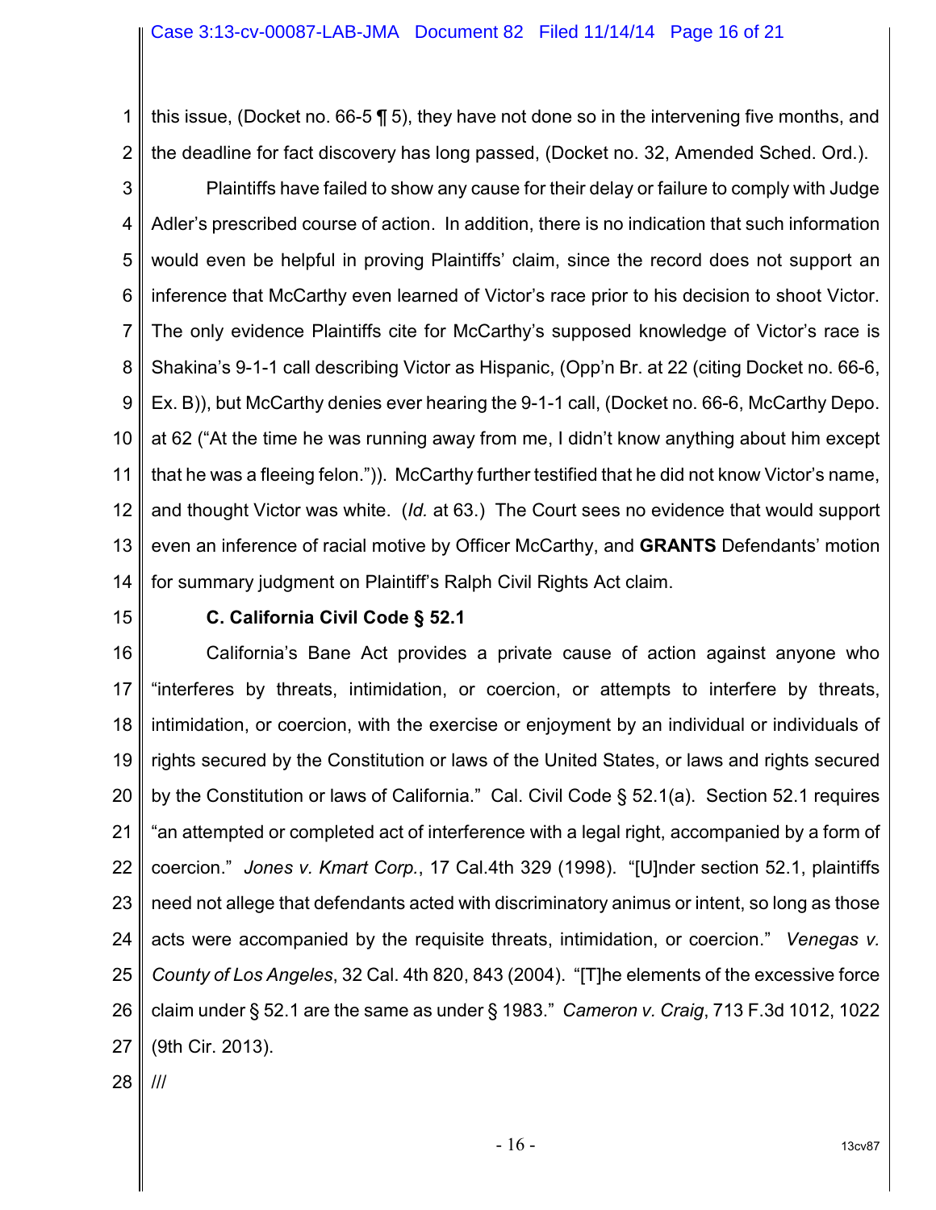this issue, (Docket no. 66-5 ¶ 5), they have not done so in the intervening five months, and the deadline for fact discovery has long passed, (Docket no. 32, Amended Sched. Ord.).

Plaintiffs have failed to show any cause for their delay or failure to comply with Judge Adler's prescribed course of action. In addition, there is no indication that such information would even be helpful in proving Plaintiffs' claim, since the record does not support an inference that McCarthy even learned of Victor's race prior to his decision to shoot Victor. The only evidence Plaintiffs cite for McCarthy's supposed knowledge of Victor's race is Shakina's 9-1-1 call describing Victor as Hispanic, (Opp'n Br. at 22 (citing Docket no. 66-6, Ex. B)), but McCarthy denies ever hearing the 9-1-1 call, (Docket no. 66-6, McCarthy Depo. at 62 ("At the time he was running away from me, I didn't know anything about him except that he was a fleeing felon.")). McCarthy further testified that he did not know Victor's name, and thought Victor was white. (*Id.* at 63.) The Court sees no evidence that would support even an inference of racial motive by Officer McCarthy, and **GRANTS** Defendants' motion for summary judgment on Plaintiff's Ralph Civil Rights Act claim.

### C. California Civil Code § 52.1

California's Bane Act provides a private cause of action against anyone who "interferes by threats, intimidation, or coercion, or attempts to interfere by threats, intimidation, or coercion, with the exercise or enjoyment by an individual or individuals of rights secured by the Constitution or laws of the United States, or laws and rights secured by the Constitution or laws of California." Cal. Civil Code § 52.1(a). Section 52.1 requires "an attempted or completed act of interference with a legal right, accompanied by a form of coercion." *Jones v. Kmart Corp.*, 17 Cal.4th 329 (1998). "[U]nder section 52.1, plaintiffs need not allege that defendants acted with discriminatory animus or intent, so long as those acts were accompanied by the requisite threats, intimidation, or coercion." *Venegas v. County of Los Angeles*, 32 Cal. 4th 820, 843 (2004). "[T]he elements of the excessive force claim under § 52.1 are the same as under § 1983." *Cameron v. Craig*, 713 F.3d 1012, 1022 (9th Cir. 2013).

///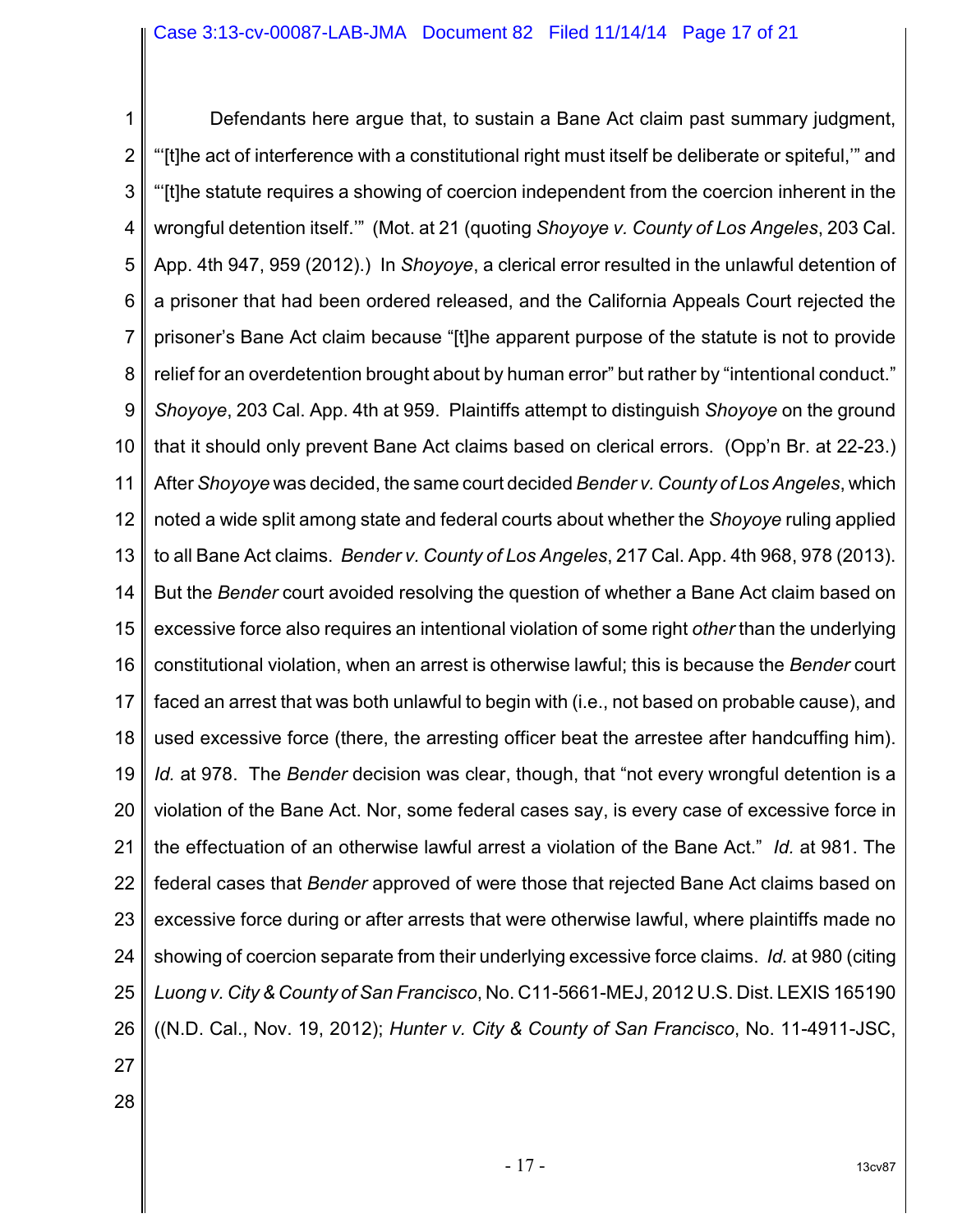Defendants here argue that, to sustain a Bane Act claim past summary judgment, "'[t]he act of interference with a constitutional right must itself be deliberate or spiteful,'" and "'[t]he statute requires a showing of coercion independent from the coercion inherent in the wrongful detention itself.'" (Mot. at 21 (quoting *Shoyoye v. County of Los Angeles*, 203 Cal. App. 4th 947, 959 (2012).) In *Shoyoye*, a clerical error resulted in the unlawful detention of a prisoner that had been ordered released, and the California Appeals Court rejected the prisoner's Bane Act claim because "[t]he apparent purpose of the statute is not to provide relief for an overdetention brought about by human error" but rather by "intentional conduct." *Shoyoye*, 203 Cal. App. 4th at 959. Plaintiffs attempt to distinguish *Shoyoye* on the ground that it should only prevent Bane Act claims based on clerical errors. (Opp'n Br. at 22-23.) After *Shoyoye* was decided, the same court decided *Bender v. County of Los Angeles*, which noted a wide split among state and federal courts about whether the *Shoyoye* ruling applied to all Bane Act claims. *Bender v. County of Los Angeles*, 217 Cal. App. 4th 968, 978 (2013). But the *Bender* court avoided resolving the question of whether a Bane Act claim based on excessive force also requires an intentional violation of some right *other* than the underlying constitutional violation, when an arrest is otherwise lawful; this is because the *Bender* court faced an arrest that was both unlawful to begin with (i.e., not based on probable cause), and used excessive force (there, the arresting officer beat the arrestee after handcuffing him). *Id.* at 978. The *Bender* decision was clear, though, that "not every wrongful detention is a violation of the Bane Act. Nor, some federal cases say, is every case of excessive force in the effectuation of an otherwise lawful arrest a violation of the Bane Act." *Id.* at 981. The federal cases that *Bender* approved of were those that rejected Bane Act claims based on excessive force during or after arrests that were otherwise lawful, where plaintiffs made no showing of coercion separate from their underlying excessive force claims. *Id.* at 980 (citing *Luong v. City & County of San Francisco*, No. C11-5661-MEJ, 2012 U.S. Dist. LEXIS 165190 ((N.D. Cal., Nov. 19, 2012); *Hunter v. City & County of San Francisco*, No. 11-4911-JSC,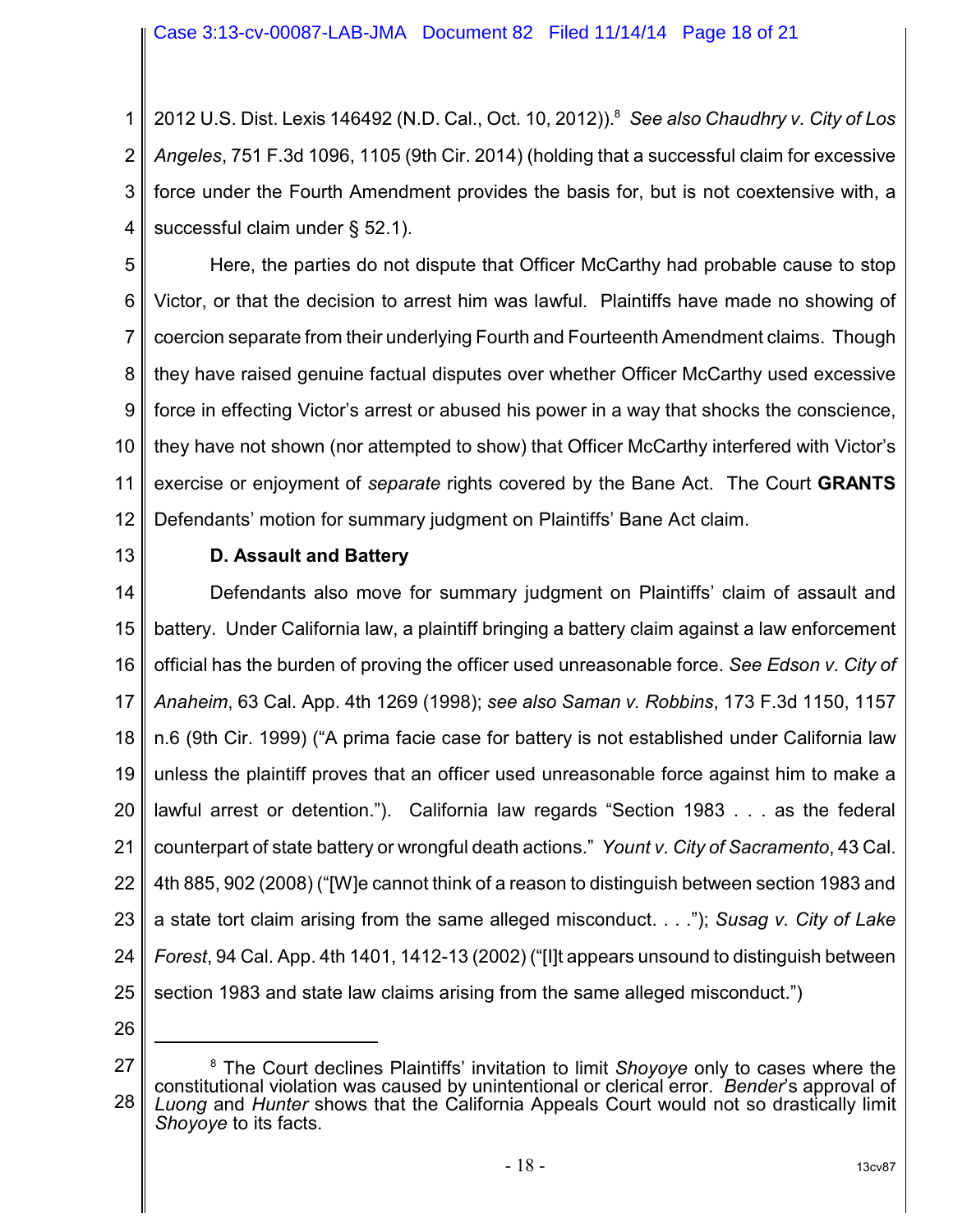2012 U.S. Dist. Lexis 146492 (N.D. Cal., Oct. 10, 2012)).[8] *See also Chaudhry v. City of Los Angeles*, 751 F.3d 1096, 1105 (9th Cir. 2014) (holding that a successful claim for excessive force under the Fourth Amendment provides the basis for, but is not coextensive with, a successful claim under § 52.1).

Here, the parties do not dispute that Officer McCarthy had probable cause to stop Victor, or that the decision to arrest him was lawful. Plaintiffs have made no showing of coercion separate from their underlying Fourth and Fourteenth Amendment claims. Though they have raised genuine factual disputes over whether Officer McCarthy used excessive force in effecting Victor's arrest or abused his power in a way that shocks the conscience, they have not shown (nor attempted to show) that Officer McCarthy interfered with Victor's exercise or enjoyment of *separate* rights covered by the Bane Act. The Court **GRANTS** Defendants' motion for summary judgment on Plaintiffs' Bane Act claim.

**D. Assault and Battery**

Defendants also move for summary judgment on Plaintiffs' claim of assault and battery. Under California law, a plaintiff bringing a battery claim against a law enforcement official has the burden of proving the officer used unreasonable force. *See Edson v. City of Anaheim*, 63 Cal. App. 4th 1269 (1998); *see also Saman v. Robbins*, 173 F.3d 1150, 1157 n.6 (9th Cir. 1999) ("A prima facie case for battery is not established under California law unless the plaintiff proves that an officer used unreasonable force against him to make a lawful arrest or detention."). California law regards "Section 1983 . . . as the federal counterpart of state battery or wrongful death actions." *Yount v. City of Sacramento*, 43 Cal. 4th 885, 902 (2008) ("[W]e cannot think of a reason to distinguish between section 1983 and a state tort claim arising from the same alleged misconduct. . . ."); *Susag v. City of Lake Forest*, 94 Cal. App. 4th 1401, 1412-13 (2002) ("[I]t appears unsound to distinguish between section 1983 and state law claims arising from the same alleged misconduct.")

---

[8] The Court declines Plaintiffs' invitation to limit *Shoyoye* only to cases where the constitutional violation was caused by unintentional or clerical error. *Bender*'s approval of *Luong* and *Hunter* shows that the California Appeals Court would not so drastically limit *Shoyoye* to its facts.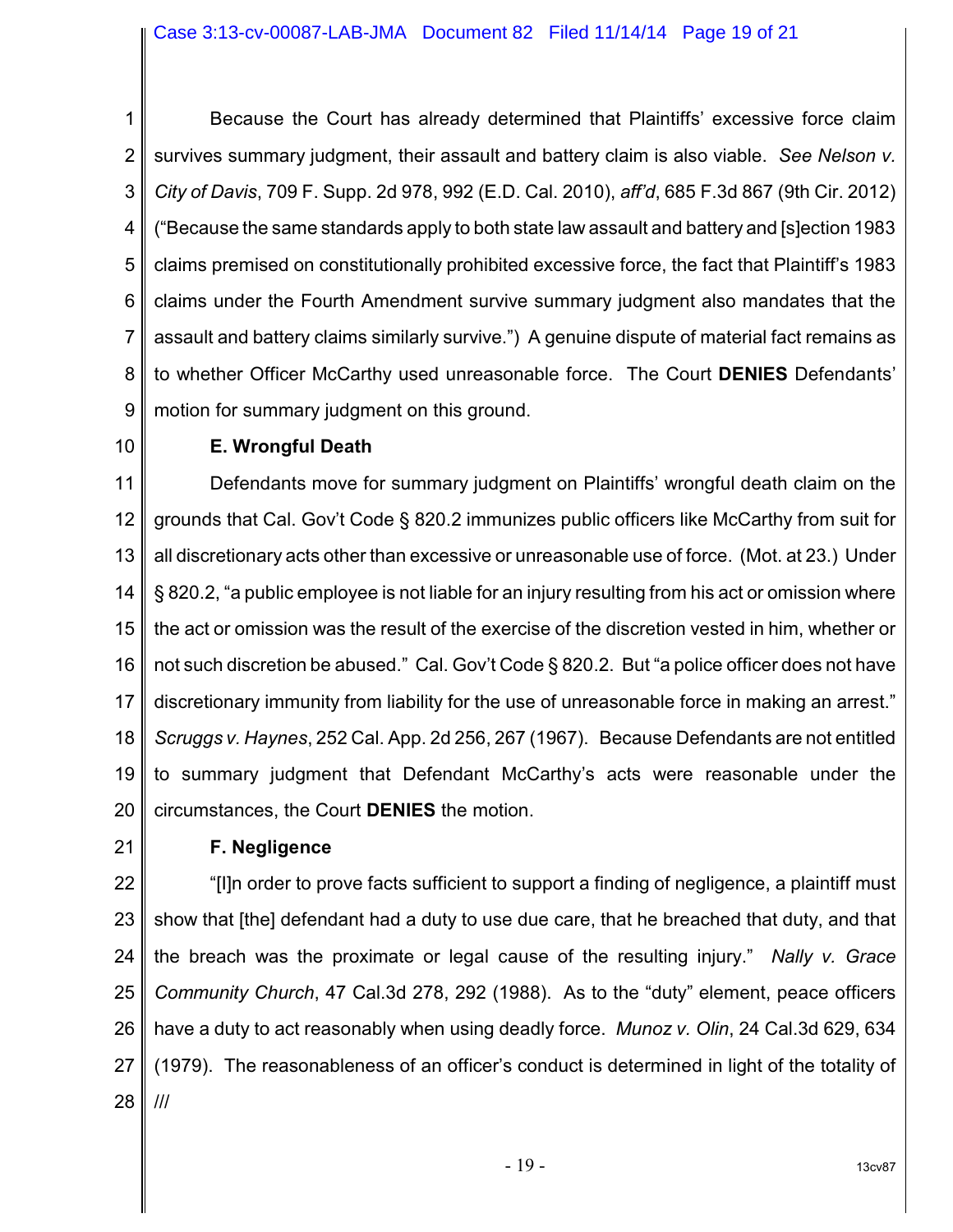Because the Court has already determined that Plaintiffs' excessive force claim survives summary judgment, their assault and battery claim is also viable. *See Nelson v. City of Davis*, 709 F. Supp. 2d 978, 992 (E.D. Cal. 2010), *aff'd*, 685 F.3d 867 (9th Cir. 2012) ("Because the same standards apply to both state law assault and battery and [s]ection 1983 claims premised on constitutionally prohibited excessive force, the fact that Plaintiff's 1983 claims under the Fourth Amendment survive summary judgment also mandates that the assault and battery claims similarly survive.") A genuine dispute of material fact remains as to whether Officer McCarthy used unreasonable force. The Court **DENIES** Defendants' motion for summary judgment on this ground.

**E. Wrongful Death**

Defendants move for summary judgment on Plaintiffs' wrongful death claim on the grounds that Cal. Gov't Code § 820.2 immunizes public officers like McCarthy from suit for all discretionary acts other than excessive or unreasonable use of force. (Mot. at 23.) Under § 820.2, "a public employee is not liable for an injury resulting from his act or omission where the act or omission was the result of the exercise of the discretion vested in him, whether or not such discretion be abused." Cal. Gov't Code § 820.2. But "a police officer does not have discretionary immunity from liability for the use of unreasonable force in making an arrest." *Scruggs v. Haynes*, 252 Cal. App. 2d 256, 267 (1967). Because Defendants are not entitled to summary judgment that Defendant McCarthy's acts were reasonable under the circumstances, the Court **DENIES** the motion.

**F. Negligence**

"[I]n order to prove facts sufficient to support a finding of negligence, a plaintiff must show that [the] defendant had a duty to use due care, that he breached that duty, and that the breach was the proximate or legal cause of the resulting injury." *Nally v. Grace Community Church*, 47 Cal.3d 278, 292 (1988). As to the "duty" element, peace officers have a duty to act reasonably when using deadly force. *Munoz v. Olin*, 24 Cal.3d 629, 634 (1979). The reasonableness of an officer's conduct is determined in light of the totality of

///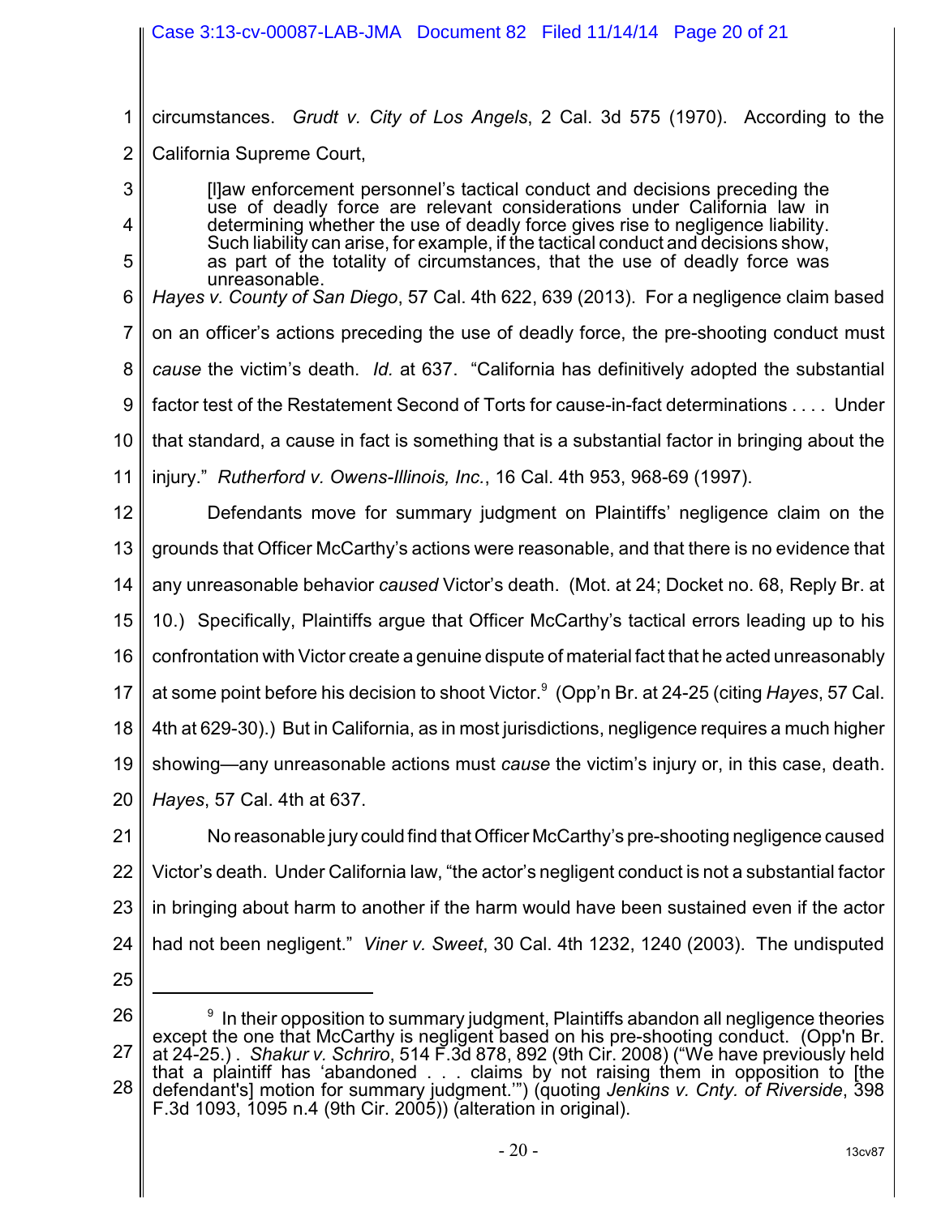circumstances. *Grudt v. City of Los Angels*, 2 Cal. 3d 575 (1970). According to the California Supreme Court,

> [l]aw enforcement personnel's tactical conduct and decisions preceding the use of deadly force are relevant considerations under California law in determining whether the use of deadly force gives rise to negligence liability. Such liability can arise, for example, if the tactical conduct and decisions show, as part of the totality of circumstances, that the use of deadly force was unreasonable.

*Hayes v. County of San Diego*, 57 Cal. 4th 622, 639 (2013). For a negligence claim based on an officer's actions preceding the use of deadly force, the pre-shooting conduct must *cause* the victim's death. *Id.* at 637. "California has definitively adopted the substantial factor test of the Restatement Second of Torts for cause-in-fact determinations . . . . Under that standard, a cause in fact is something that is a substantial factor in bringing about the injury." *Rutherford v. Owens-Illinois, Inc.*, 16 Cal. 4th 953, 968-69 (1997).

Defendants move for summary judgment on Plaintiffs' negligence claim on the grounds that Officer McCarthy's actions were reasonable, and that there is no evidence that any unreasonable behavior *caused* Victor's death. (Mot. at 24; Docket no. 68, Reply Br. at 10.) Specifically, Plaintiffs argue that Officer McCarthy's tactical errors leading up to his confrontation with Victor create a genuine dispute of material fact that he acted unreasonably at some point before his decision to shoot Victor.[9] (Opp'n Br. at 24-25 (citing *Hayes*, 57 Cal. 4th at 629-30).) But in California, as in most jurisdictions, negligence requires a much higher showing—any unreasonable actions must *cause* the victim's injury or, in this case, death. *Hayes*, 57 Cal. 4th at 637.

No reasonable jury could find that Officer McCarthy's pre-shooting negligence caused Victor's death. Under California law, "the actor's negligent conduct is not a substantial factor in bringing about harm to another if the harm would have been sustained even if the actor had not been negligent." *Viner v. Sweet*, 30 Cal. 4th 1232, 1240 (2003). The undisputed

---

[9] In their opposition to summary judgment, Plaintiffs abandon all negligence theories except the one that McCarthy is negligent based on his pre-shooting conduct. (Opp'n Br. at 24-25.) . *Shakur v. Schriro*, 514 F.3d 878, 892 (9th Cir. 2008) ("We have previously held that a plaintiff has 'abandoned . . . claims by not raising them in opposition to [the defendant's] motion for summary judgment.'") (quoting *Jenkins v. Cnty. of Riverside*, 398 F.3d 1093, 1095 n.4 (9th Cir. 2005)) (alteration in original).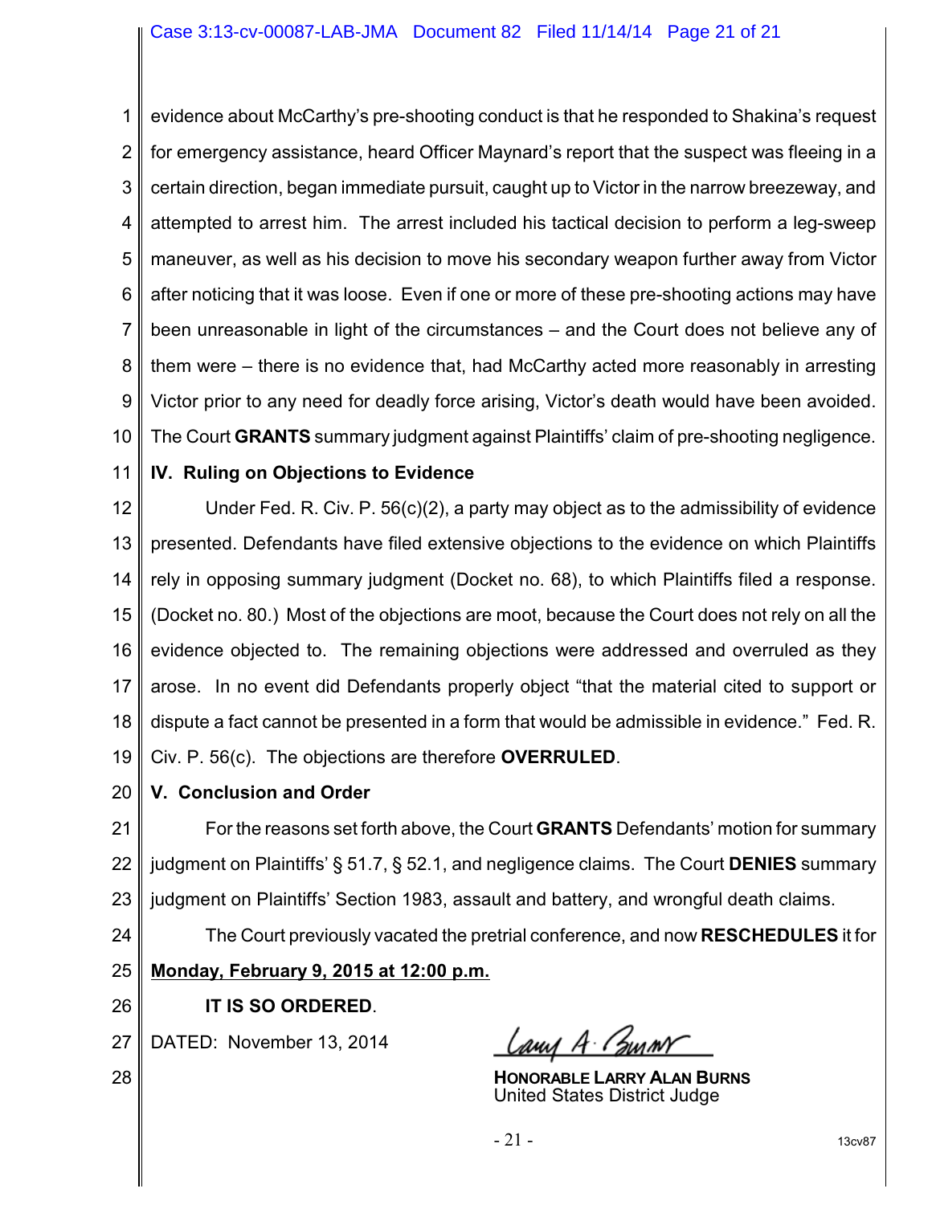evidence about McCarthy's pre-shooting conduct is that he responded to Shakina's request for emergency assistance, heard Officer Maynard's report that the suspect was fleeing in a certain direction, began immediate pursuit, caught up to Victor in the narrow breezeway, and attempted to arrest him. The arrest included his tactical decision to perform a leg-sweep maneuver, as well as his decision to move his secondary weapon further away from Victor after noticing that it was loose. Even if one or more of these pre-shooting actions may have been unreasonable in light of the circumstances – and the Court does not believe any of them were – there is no evidence that, had McCarthy acted more reasonably in arresting Victor prior to any need for deadly force arising, Victor's death would have been avoided. The Court **GRANTS** summary judgment against Plaintiffs' claim of pre-shooting negligence.

## IV. Ruling on Objections to Evidence

Under Fed. R. Civ. P. 56(c)(2), a party may object as to the admissibility of evidence presented. Defendants have filed extensive objections to the evidence on which Plaintiffs rely in opposing summary judgment (Docket no. 68), to which Plaintiffs filed a response. (Docket no. 80.) Most of the objections are moot, because the Court does not rely on all the evidence objected to. The remaining objections were addressed and overruled as they arose. In no event did Defendants properly object "that the material cited to support or dispute a fact cannot be presented in a form that would be admissible in evidence." Fed. R. Civ. P. 56(c). The objections are therefore **OVERRULED**.

## V. Conclusion and Order

For the reasons set forth above, the Court **GRANTS** Defendants' motion for summary judgment on Plaintiffs' § 51.7, § 52.1, and negligence claims. The Court **DENIES** summary judgment on Plaintiffs' Section 1983, assault and battery, and wrongful death claims.

The Court previously vacated the pretrial conference, and now **RESCHEDULES** it for **Monday, February 9, 2015 at 12:00 p.m.**

**IT IS SO ORDERED**.

DATED: November 13, 2014

Larry A. Burns

**HONORABLE LARRY ALAN BURNS**
United States District Judge